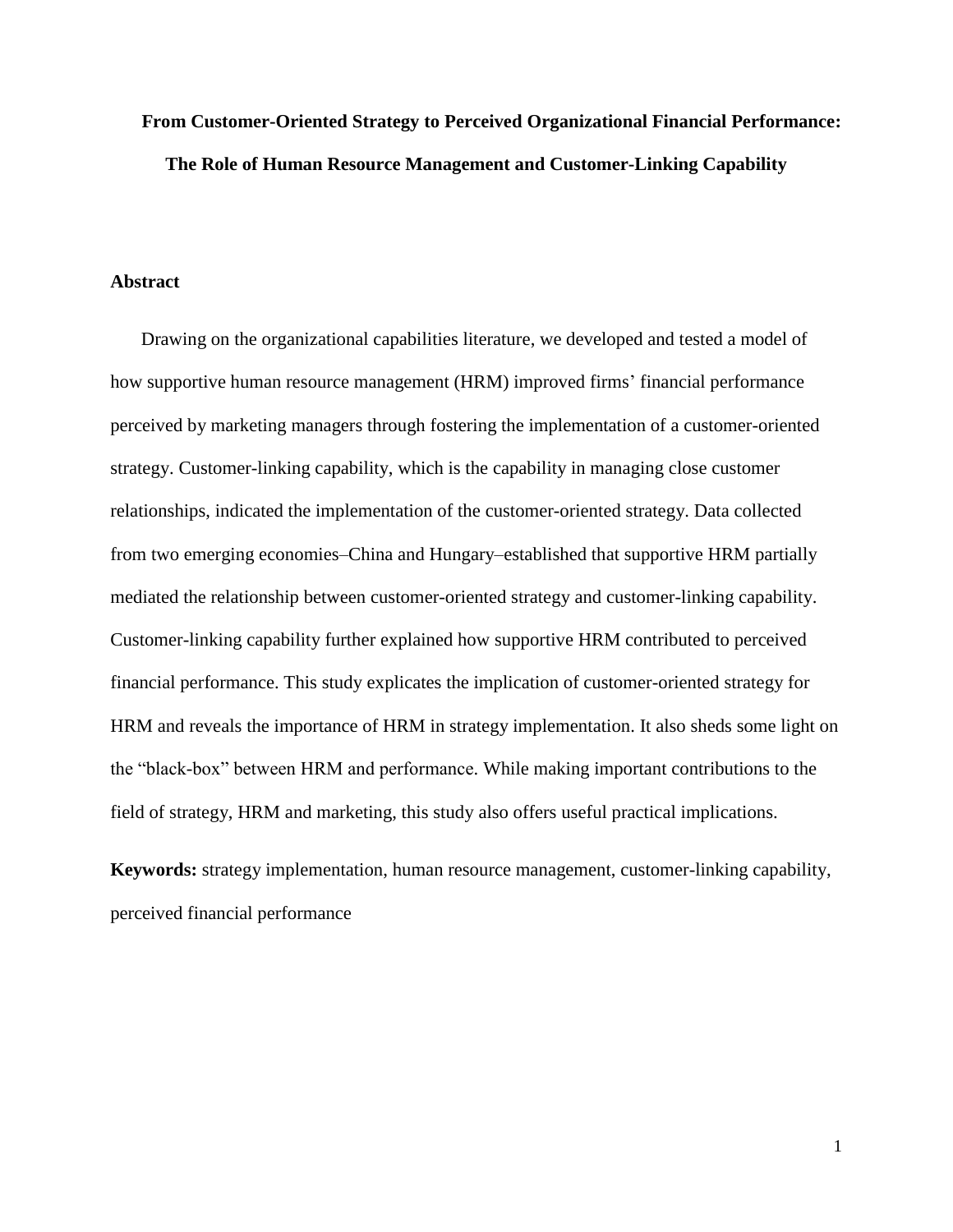# From Customer-Oriented Strategy to Perceived Organizational Financial Performance: The Role of Human Resource Management and Customer-Linking Capability

## Abstract

Drawing on the organizational capabilities literature, we developed and tested a model of how supportive human resource management (HRM) improved firms' financial performance perceived by marketing managers through fostering the implementation of a customer-oriented strategy. Customer-linking capability, which is the capability in managing close customer relationships, indicated the implementation of the customer-oriented strategy. Data collected from two emerging economies–China and Hungary–established that supportive HRM partially mediated the relationship between customer-oriented strategy and customer-linking capability. Customer-linking capability further explained how supportive HRM contributed to perceived financial performance. This study explicates the implication of customer-oriented strategy for HRM and reveals the importance of HRM in strategy implementation. It also sheds some light on the "black-box" between HRM and performance. While making important contributions to the field of strategy, HRM and marketing, this study also offers useful practical implications.

**Keywords:** strategy implementation, human resource management, customer-linking capability, perceived financial performance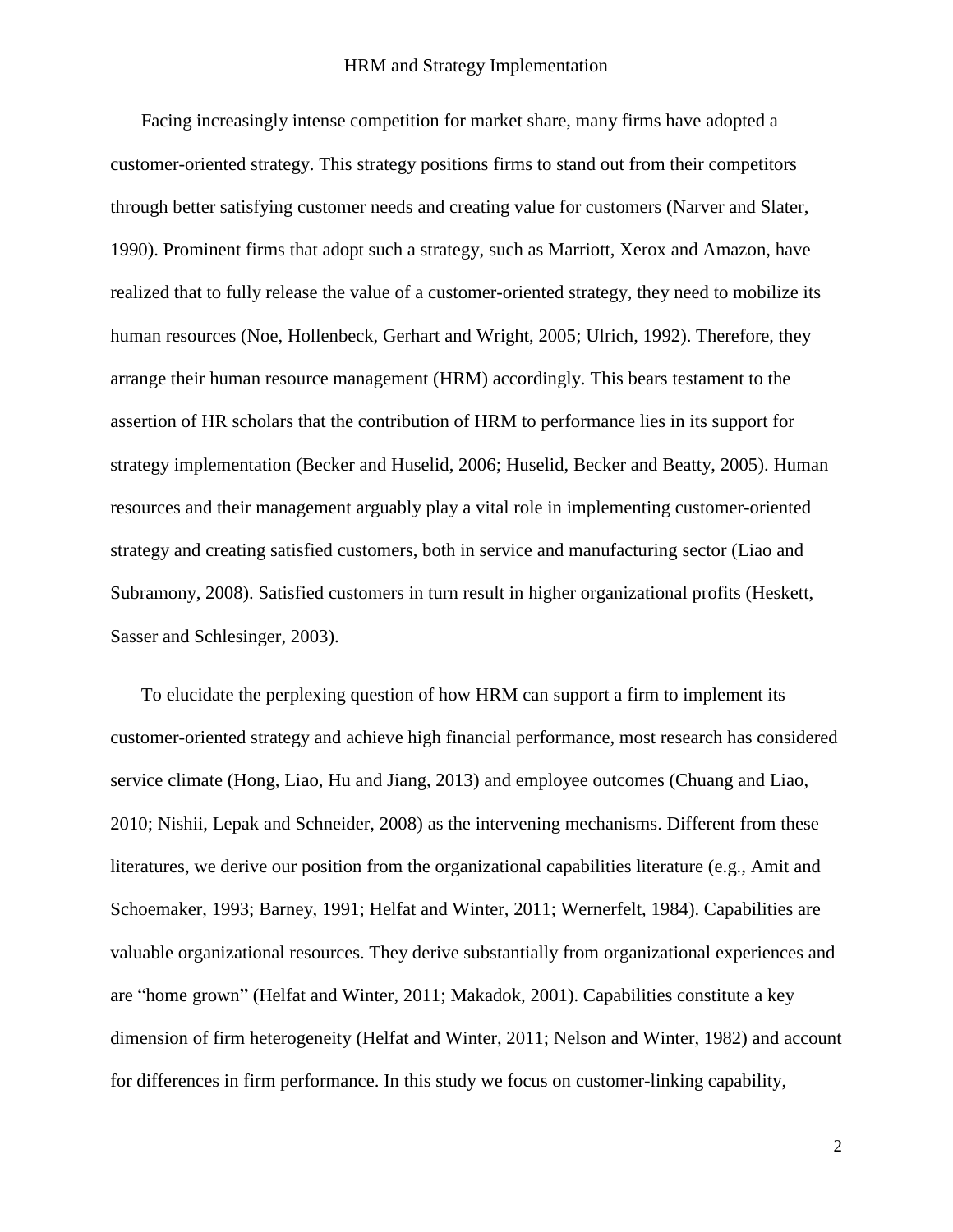Facing increasingly intense competition for market share, many firms have adopted a customer-oriented strategy. This strategy positions firms to stand out from their competitors through better satisfying customer needs and creating value for customers (Narver and Slater, 1990). Prominent firms that adopt such a strategy, such as Marriott, Xerox and Amazon, have realized that to fully release the value of a customer-oriented strategy, they need to mobilize its human resources (Noe, Hollenbeck, Gerhart and Wright, 2005; Ulrich, 1992). Therefore, they arrange their human resource management (HRM) accordingly. This bears testament to the assertion of HR scholars that the contribution of HRM to performance lies in its support for strategy implementation (Becker and Huselid, 2006; Huselid, Becker and Beatty, 2005). Human resources and their management arguably play a vital role in implementing customer-oriented strategy and creating satisfied customers, both in service and manufacturing sector (Liao and Subramony, 2008). Satisfied customers in turn result in higher organizational profits (Heskett, Sasser and Schlesinger, 2003).

To elucidate the perplexing question of how HRM can support a firm to implement its customer-oriented strategy and achieve high financial performance, most research has considered service climate (Hong, Liao, Hu and Jiang, 2013) and employee outcomes (Chuang and Liao, 2010; Nishii, Lepak and Schneider, 2008) as the intervening mechanisms. Different from these literatures, we derive our position from the organizational capabilities literature (e.g., Amit and Schoemaker, 1993; Barney, 1991; Helfat and Winter, 2011; Wernerfelt, 1984). Capabilities are valuable organizational resources. They derive substantially from organizational experiences and are "home grown" (Helfat and Winter, 2011; Makadok, 2001). Capabilities constitute a key dimension of firm heterogeneity (Helfat and Winter, 2011; Nelson and Winter, 1982) and account for differences in firm performance. In this study we focus on customer-linking capability,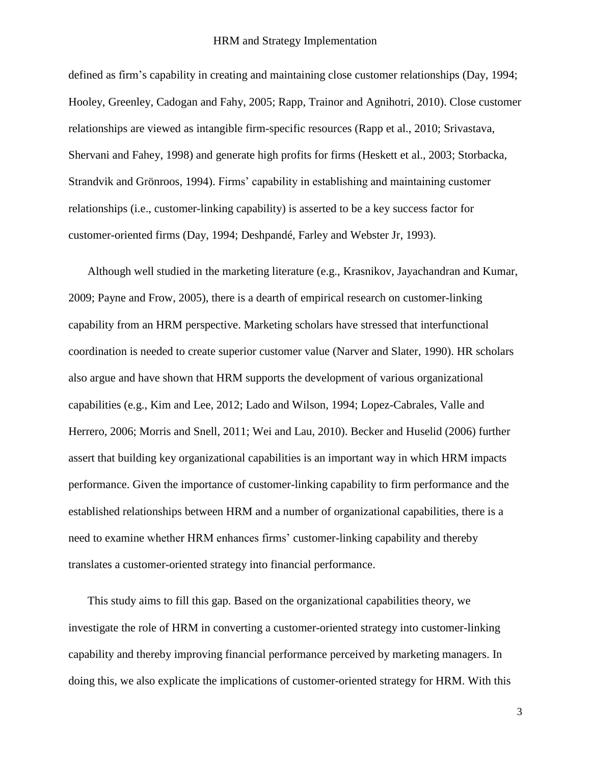defined as firm's capability in creating and maintaining close customer relationships (Day, 1994; Hooley, Greenley, Cadogan and Fahy, 2005; Rapp, Trainor and Agnihotri, 2010). Close customer relationships are viewed as intangible firm-specific resources (Rapp et al., 2010; Srivastava, Shervani and Fahey, 1998) and generate high profits for firms (Heskett et al., 2003; Storbacka, Strandvik and Grönroos, 1994). Firms' capability in establishing and maintaining customer relationships (i.e., customer-linking capability) is asserted to be a key success factor for customer-oriented firms (Day, 1994; Deshpandé, Farley and Webster Jr, 1993).

Although well studied in the marketing literature (e.g., Krasnikov, Jayachandran and Kumar, 2009; Payne and Frow, 2005), there is a dearth of empirical research on customer-linking capability from an HRM perspective. Marketing scholars have stressed that interfunctional coordination is needed to create superior customer value (Narver and Slater, 1990). HR scholars also argue and have shown that HRM supports the development of various organizational capabilities (e.g., Kim and Lee, 2012; Lado and Wilson, 1994; Lopez-Cabrales, Valle and Herrero, 2006; Morris and Snell, 2011; Wei and Lau, 2010). Becker and Huselid (2006) further assert that building key organizational capabilities is an important way in which HRM impacts performance. Given the importance of customer-linking capability to firm performance and the established relationships between HRM and a number of organizational capabilities, there is a need to examine whether HRM enhances firms' customer-linking capability and thereby translates a customer-oriented strategy into financial performance.

This study aims to fill this gap. Based on the organizational capabilities theory, we investigate the role of HRM in converting a customer-oriented strategy into customer-linking capability and thereby improving financial performance perceived by marketing managers. In doing this, we also explicate the implications of customer-oriented strategy for HRM. With this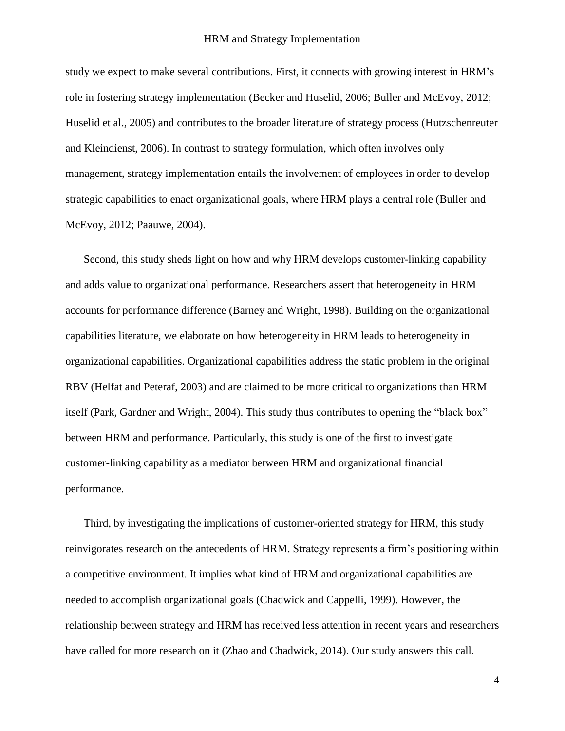study we expect to make several contributions. First, it connects with growing interest in HRM's role in fostering strategy implementation (Becker and Huselid, 2006; Buller and McEvoy, 2012; Huselid et al., 2005) and contributes to the broader literature of strategy process (Hutzschenreuter and Kleindienst, 2006). In contrast to strategy formulation, which often involves only management, strategy implementation entails the involvement of employees in order to develop strategic capabilities to enact organizational goals, where HRM plays a central role (Buller and McEvoy, 2012; Paauwe, 2004).

Second, this study sheds light on how and why HRM develops customer-linking capability and adds value to organizational performance. Researchers assert that heterogeneity in HRM accounts for performance difference (Barney and Wright, 1998). Building on the organizational capabilities literature, we elaborate on how heterogeneity in HRM leads to heterogeneity in organizational capabilities. Organizational capabilities address the static problem in the original RBV (Helfat and Peteraf, 2003) and are claimed to be more critical to organizations than HRM itself (Park, Gardner and Wright, 2004). This study thus contributes to opening the "black box" between HRM and performance. Particularly, this study is one of the first to investigate customer-linking capability as a mediator between HRM and organizational financial performance.

Third, by investigating the implications of customer-oriented strategy for HRM, this study reinvigorates research on the antecedents of HRM. Strategy represents a firm's positioning within a competitive environment. It implies what kind of HRM and organizational capabilities are needed to accomplish organizational goals (Chadwick and Cappelli, 1999). However, the relationship between strategy and HRM has received less attention in recent years and researchers have called for more research on it (Zhao and Chadwick, 2014). Our study answers this call.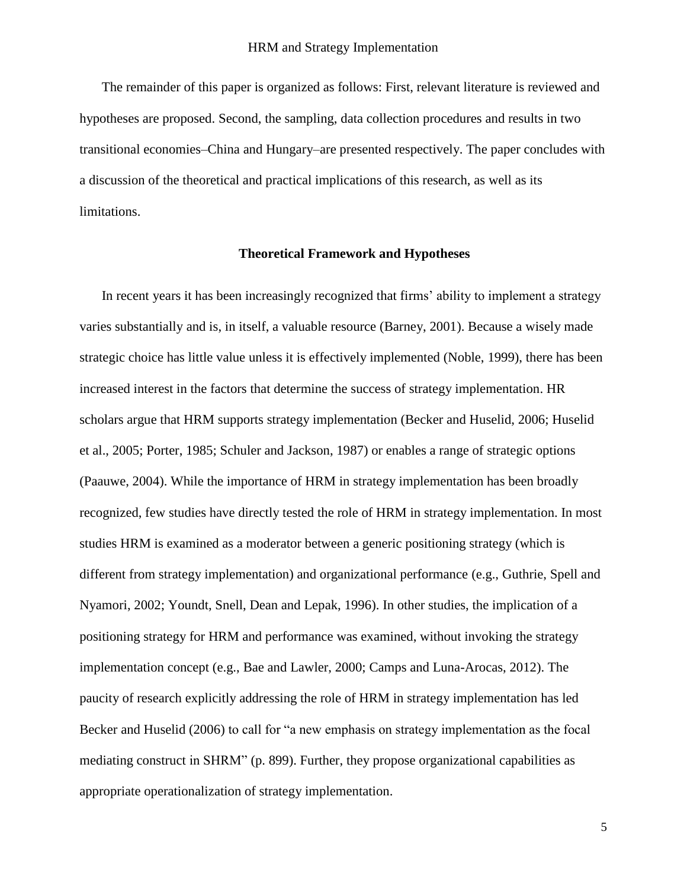The remainder of this paper is organized as follows: First, relevant literature is reviewed and hypotheses are proposed. Second, the sampling, data collection procedures and results in two transitional economies–China and Hungary–are presented respectively. The paper concludes with a discussion of the theoretical and practical implications of this research, as well as its limitations.

## Theoretical Framework and Hypotheses

In recent years it has been increasingly recognized that firms' ability to implement a strategy varies substantially and is, in itself, a valuable resource (Barney, 2001). Because a wisely made strategic choice has little value unless it is effectively implemented (Noble, 1999), there has been increased interest in the factors that determine the success of strategy implementation. HR scholars argue that HRM supports strategy implementation (Becker and Huselid, 2006; Huselid et al., 2005; Porter, 1985; Schuler and Jackson, 1987) or enables a range of strategic options (Paauwe, 2004). While the importance of HRM in strategy implementation has been broadly recognized, few studies have directly tested the role of HRM in strategy implementation. In most studies HRM is examined as a moderator between a generic positioning strategy (which is different from strategy implementation) and organizational performance (e.g., Guthrie, Spell and Nyamori, 2002; Youndt, Snell, Dean and Lepak, 1996). In other studies, the implication of a positioning strategy for HRM and performance was examined, without invoking the strategy implementation concept (e.g., Bae and Lawler, 2000; Camps and Luna-Arocas, 2012). The paucity of research explicitly addressing the role of HRM in strategy implementation has led Becker and Huselid (2006) to call for "a new emphasis on strategy implementation as the focal mediating construct in SHRM" (p. 899). Further, they propose organizational capabilities as appropriate operationalization of strategy implementation.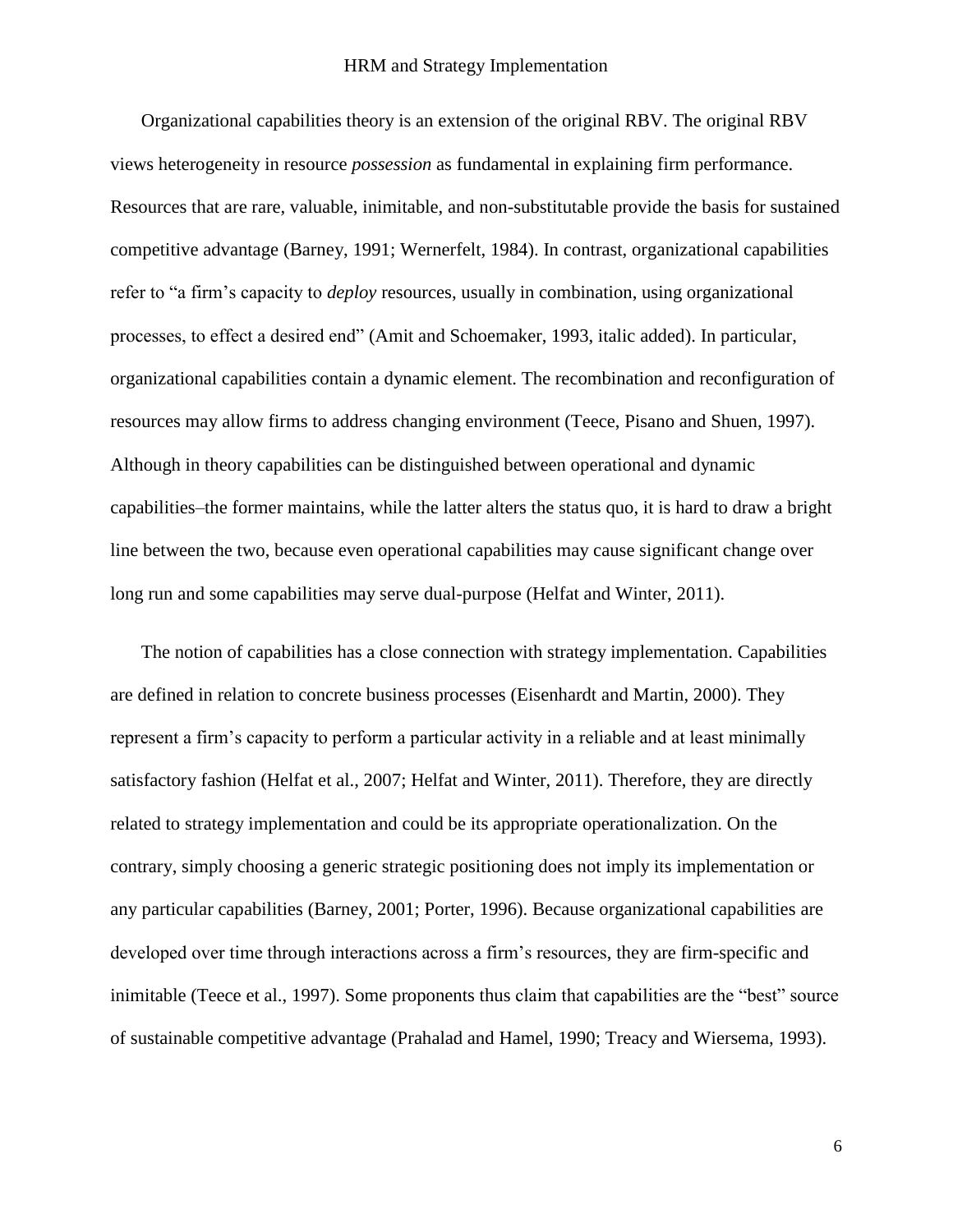Organizational capabilities theory is an extension of the original RBV. The original RBV views heterogeneity in resource *possession* as fundamental in explaining firm performance. Resources that are rare, valuable, inimitable, and non-substitutable provide the basis for sustained competitive advantage (Barney, 1991; Wernerfelt, 1984). In contrast, organizational capabilities refer to "a firm's capacity to *deploy* resources, usually in combination, using organizational processes, to effect a desired end" (Amit and Schoemaker, 1993, italic added). In particular, organizational capabilities contain a dynamic element. The recombination and reconfiguration of resources may allow firms to address changing environment (Teece, Pisano and Shuen, 1997). Although in theory capabilities can be distinguished between operational and dynamic capabilities–the former maintains, while the latter alters the status quo, it is hard to draw a bright line between the two, because even operational capabilities may cause significant change over long run and some capabilities may serve dual-purpose (Helfat and Winter, 2011).

The notion of capabilities has a close connection with strategy implementation. Capabilities are defined in relation to concrete business processes (Eisenhardt and Martin, 2000). They represent a firm's capacity to perform a particular activity in a reliable and at least minimally satisfactory fashion (Helfat et al., 2007; Helfat and Winter, 2011). Therefore, they are directly related to strategy implementation and could be its appropriate operationalization. On the contrary, simply choosing a generic strategic positioning does not imply its implementation or any particular capabilities (Barney, 2001; Porter, 1996). Because organizational capabilities are developed over time through interactions across a firm's resources, they are firm-specific and inimitable (Teece et al., 1997). Some proponents thus claim that capabilities are the "best" source of sustainable competitive advantage (Prahalad and Hamel, 1990; Treacy and Wiersema, 1993).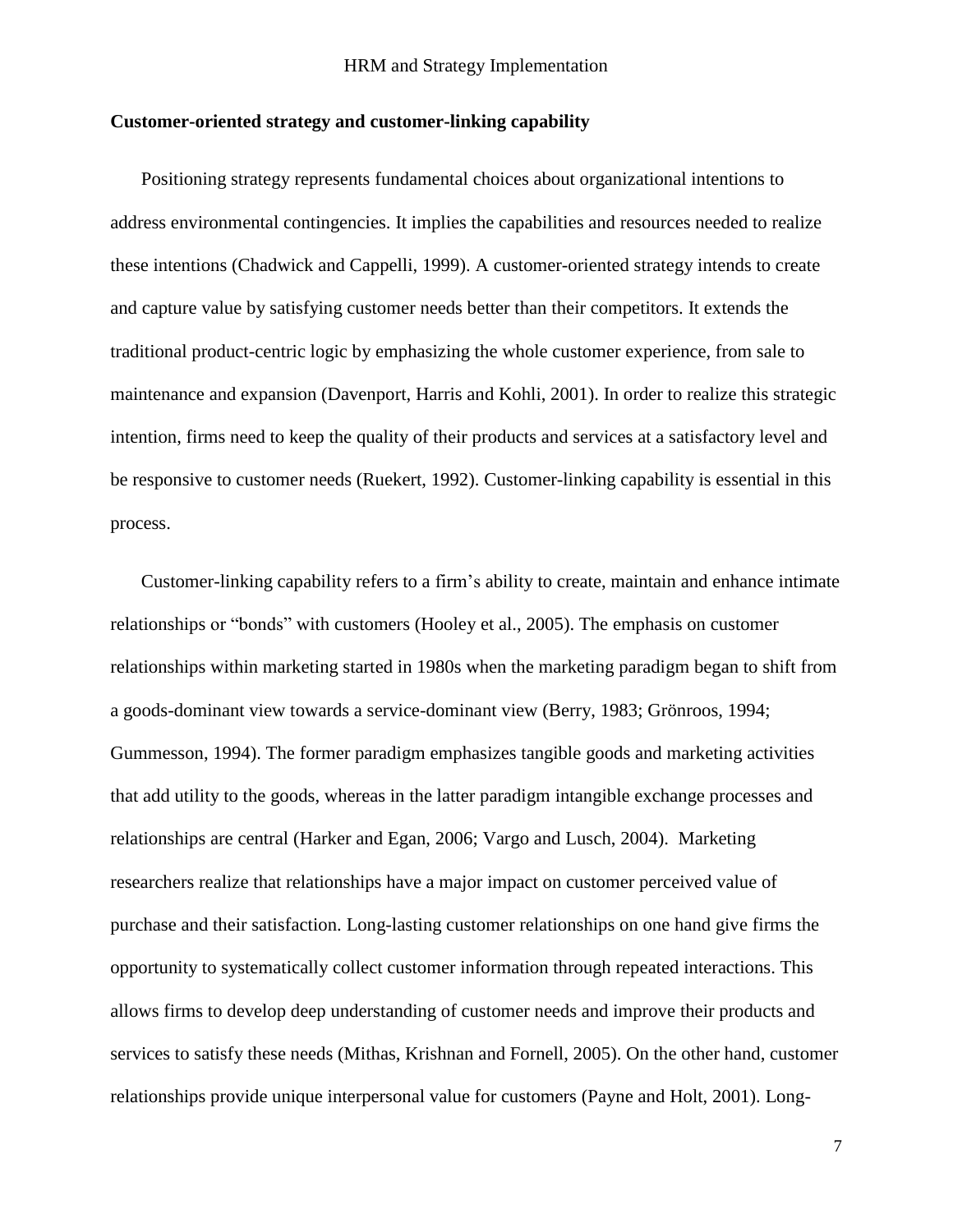## Customer-oriented strategy and customer-linking capability

Positioning strategy represents fundamental choices about organizational intentions to address environmental contingencies. It implies the capabilities and resources needed to realize these intentions (Chadwick and Cappelli, 1999). A customer-oriented strategy intends to create and capture value by satisfying customer needs better than their competitors. It extends the traditional product-centric logic by emphasizing the whole customer experience, from sale to maintenance and expansion (Davenport, Harris and Kohli, 2001). In order to realize this strategic intention, firms need to keep the quality of their products and services at a satisfactory level and be responsive to customer needs (Ruekert, 1992). Customer-linking capability is essential in this process.

Customer-linking capability refers to a firm's ability to create, maintain and enhance intimate relationships or "bonds" with customers (Hooley et al., 2005). The emphasis on customer relationships within marketing started in 1980s when the marketing paradigm began to shift from a goods-dominant view towards a service-dominant view (Berry, 1983; Grönroos, 1994; Gummesson, 1994). The former paradigm emphasizes tangible goods and marketing activities that add utility to the goods, whereas in the latter paradigm intangible exchange processes and relationships are central (Harker and Egan, 2006; Vargo and Lusch, 2004). Marketing researchers realize that relationships have a major impact on customer perceived value of purchase and their satisfaction. Long-lasting customer relationships on one hand give firms the opportunity to systematically collect customer information through repeated interactions. This allows firms to develop deep understanding of customer needs and improve their products and services to satisfy these needs (Mithas, Krishnan and Fornell, 2005). On the other hand, customer relationships provide unique interpersonal value for customers (Payne and Holt, 2001). Long-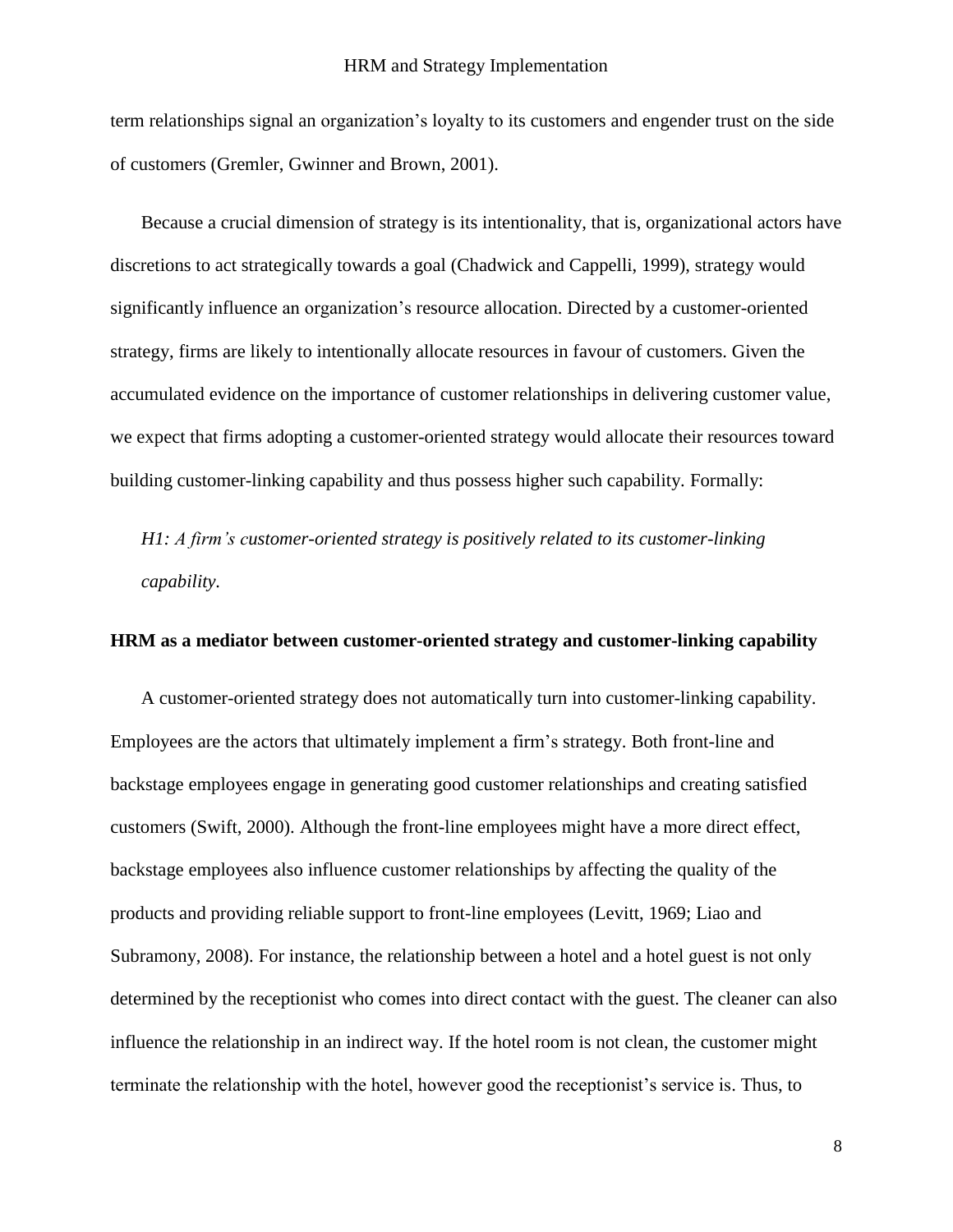term relationships signal an organization's loyalty to its customers and engender trust on the side of customers (Gremler, Gwinner and Brown, 2001).

Because a crucial dimension of strategy is its intentionality, that is, organizational actors have discretions to act strategically towards a goal (Chadwick and Cappelli, 1999), strategy would significantly influence an organization's resource allocation. Directed by a customer-oriented strategy, firms are likely to intentionally allocate resources in favour of customers. Given the accumulated evidence on the importance of customer relationships in delivering customer value, we expect that firms adopting a customer-oriented strategy would allocate their resources toward building customer-linking capability and thus possess higher such capability. Formally:

*H1: A firm's customer-oriented strategy is positively related to its customer-linking capability.*

**HRM as a mediator between customer-oriented strategy and customer-linking capability**

A customer-oriented strategy does not automatically turn into customer-linking capability. Employees are the actors that ultimately implement a firm's strategy. Both front-line and backstage employees engage in generating good customer relationships and creating satisfied customers (Swift, 2000). Although the front-line employees might have a more direct effect, backstage employees also influence customer relationships by affecting the quality of the products and providing reliable support to front-line employees (Levitt, 1969; Liao and Subramony, 2008). For instance, the relationship between a hotel and a hotel guest is not only determined by the receptionist who comes into direct contact with the guest. The cleaner can also influence the relationship in an indirect way. If the hotel room is not clean, the customer might terminate the relationship with the hotel, however good the receptionist's service is. Thus, to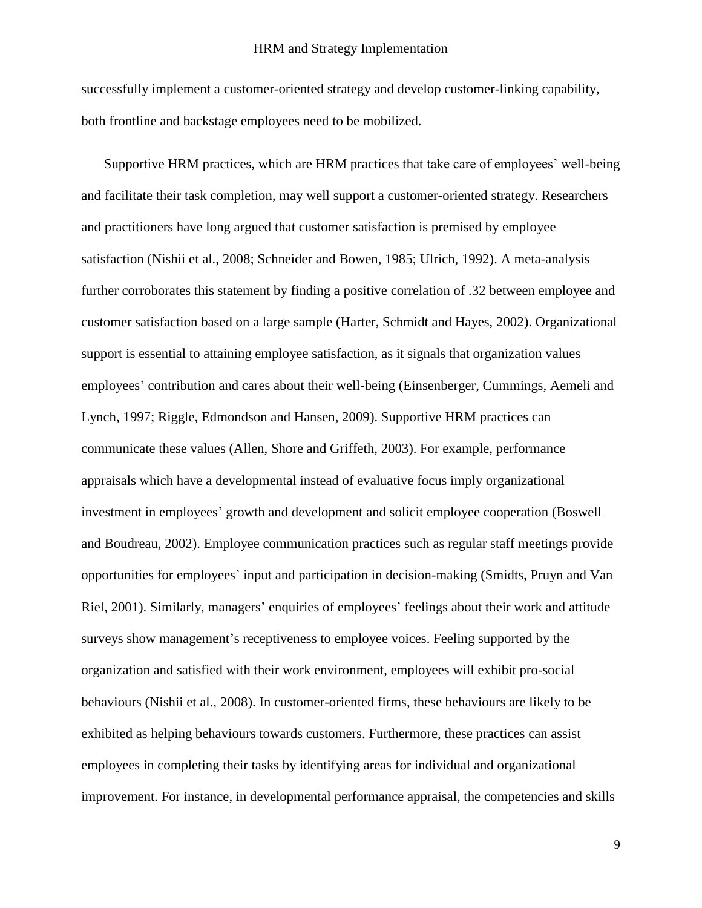successfully implement a customer-oriented strategy and develop customer-linking capability, both frontline and backstage employees need to be mobilized.

Supportive HRM practices, which are HRM practices that take care of employees' well-being and facilitate their task completion, may well support a customer-oriented strategy. Researchers and practitioners have long argued that customer satisfaction is premised by employee satisfaction (Nishii et al., 2008; Schneider and Bowen, 1985; Ulrich, 1992). A meta-analysis further corroborates this statement by finding a positive correlation of .32 between employee and customer satisfaction based on a large sample (Harter, Schmidt and Hayes, 2002). Organizational support is essential to attaining employee satisfaction, as it signals that organization values employees' contribution and cares about their well-being (Einsenberger, Cummings, Aemeli and Lynch, 1997; Riggle, Edmondson and Hansen, 2009). Supportive HRM practices can communicate these values (Allen, Shore and Griffeth, 2003). For example, performance appraisals which have a developmental instead of evaluative focus imply organizational investment in employees' growth and development and solicit employee cooperation (Boswell and Boudreau, 2002). Employee communication practices such as regular staff meetings provide opportunities for employees' input and participation in decision-making (Smidts, Pruyn and Van Riel, 2001). Similarly, managers' enquiries of employees' feelings about their work and attitude surveys show management's receptiveness to employee voices. Feeling supported by the organization and satisfied with their work environment, employees will exhibit pro-social behaviours (Nishii et al., 2008). In customer-oriented firms, these behaviours are likely to be exhibited as helping behaviours towards customers. Furthermore, these practices can assist employees in completing their tasks by identifying areas for individual and organizational improvement. For instance, in developmental performance appraisal, the competencies and skills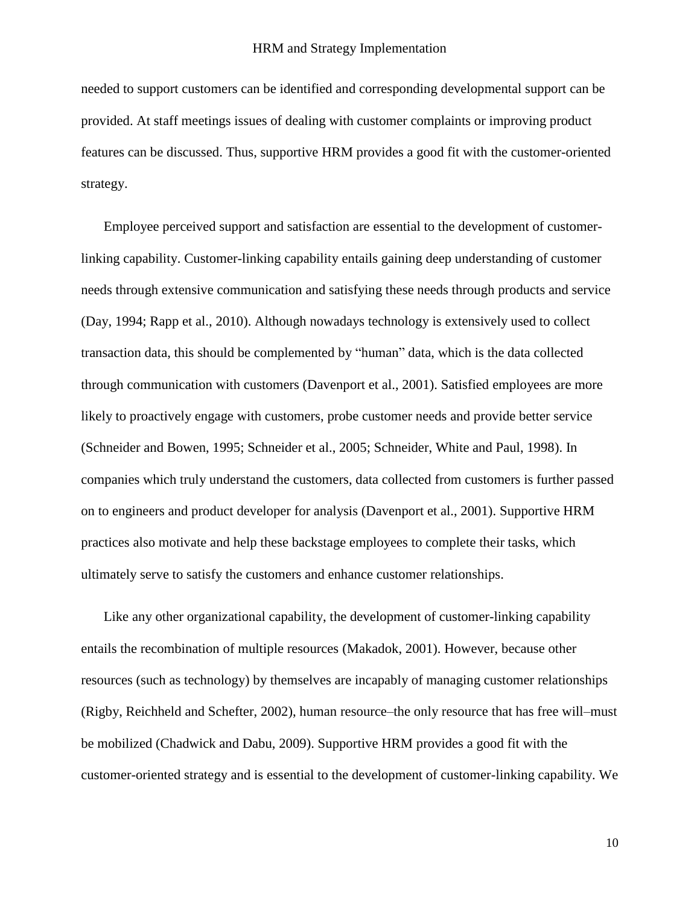needed to support customers can be identified and corresponding developmental support can be provided. At staff meetings issues of dealing with customer complaints or improving product features can be discussed. Thus, supportive HRM provides a good fit with the customer-oriented strategy.

Employee perceived support and satisfaction are essential to the development of customer-linking capability. Customer-linking capability entails gaining deep understanding of customer needs through extensive communication and satisfying these needs through products and service (Day, 1994; Rapp et al., 2010). Although nowadays technology is extensively used to collect transaction data, this should be complemented by "human" data, which is the data collected through communication with customers (Davenport et al., 2001). Satisfied employees are more likely to proactively engage with customers, probe customer needs and provide better service (Schneider and Bowen, 1995; Schneider et al., 2005; Schneider, White and Paul, 1998). In companies which truly understand the customers, data collected from customers is further passed on to engineers and product developer for analysis (Davenport et al., 2001). Supportive HRM practices also motivate and help these backstage employees to complete their tasks, which ultimately serve to satisfy the customers and enhance customer relationships.

Like any other organizational capability, the development of customer-linking capability entails the recombination of multiple resources (Makadok, 2001). However, because other resources (such as technology) by themselves are incapably of managing customer relationships (Rigby, Reichheld and Schefter, 2002), human resource–the only resource that has free will–must be mobilized (Chadwick and Dabu, 2009). Supportive HRM provides a good fit with the customer-oriented strategy and is essential to the development of customer-linking capability. We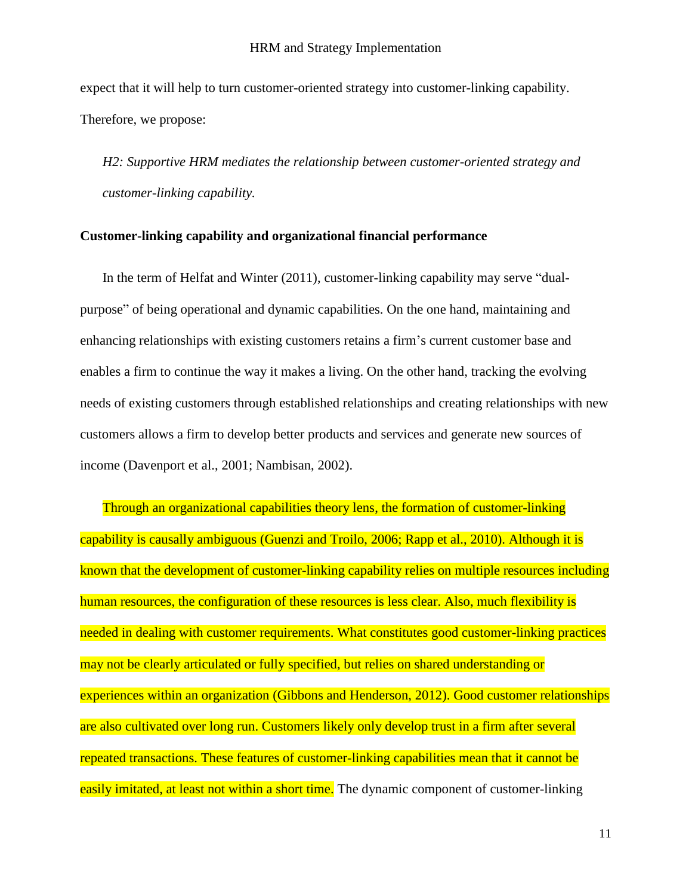expect that it will help to turn customer-oriented strategy into customer-linking capability. Therefore, we propose:

*H2: Supportive HRM mediates the relationship between customer-oriented strategy and customer-linking capability.*

**Customer-linking capability and organizational financial performance**

In the term of Helfat and Winter (2011), customer-linking capability may serve "dual-purpose" of being operational and dynamic capabilities. On the one hand, maintaining and enhancing relationships with existing customers retains a firm's current customer base and enables a firm to continue the way it makes a living. On the other hand, tracking the evolving needs of existing customers through established relationships and creating relationships with new customers allows a firm to develop better products and services and generate new sources of income (Davenport et al., 2001; Nambisan, 2002).

Through an organizational capabilities theory lens, the formation of customer-linking capability is causally ambiguous (Guenzi and Troilo, 2006; Rapp et al., 2010). Although it is known that the development of customer-linking capability relies on multiple resources including human resources, the configuration of these resources is less clear. Also, much flexibility is needed in dealing with customer requirements. What constitutes good customer-linking practices may not be clearly articulated or fully specified, but relies on shared understanding or experiences within an organization (Gibbons and Henderson, 2012). Good customer relationships are also cultivated over long run. Customers likely only develop trust in a firm after several repeated transactions. These features of customer-linking capabilities mean that it cannot be easily imitated, at least not within a short time. The dynamic component of customer-linking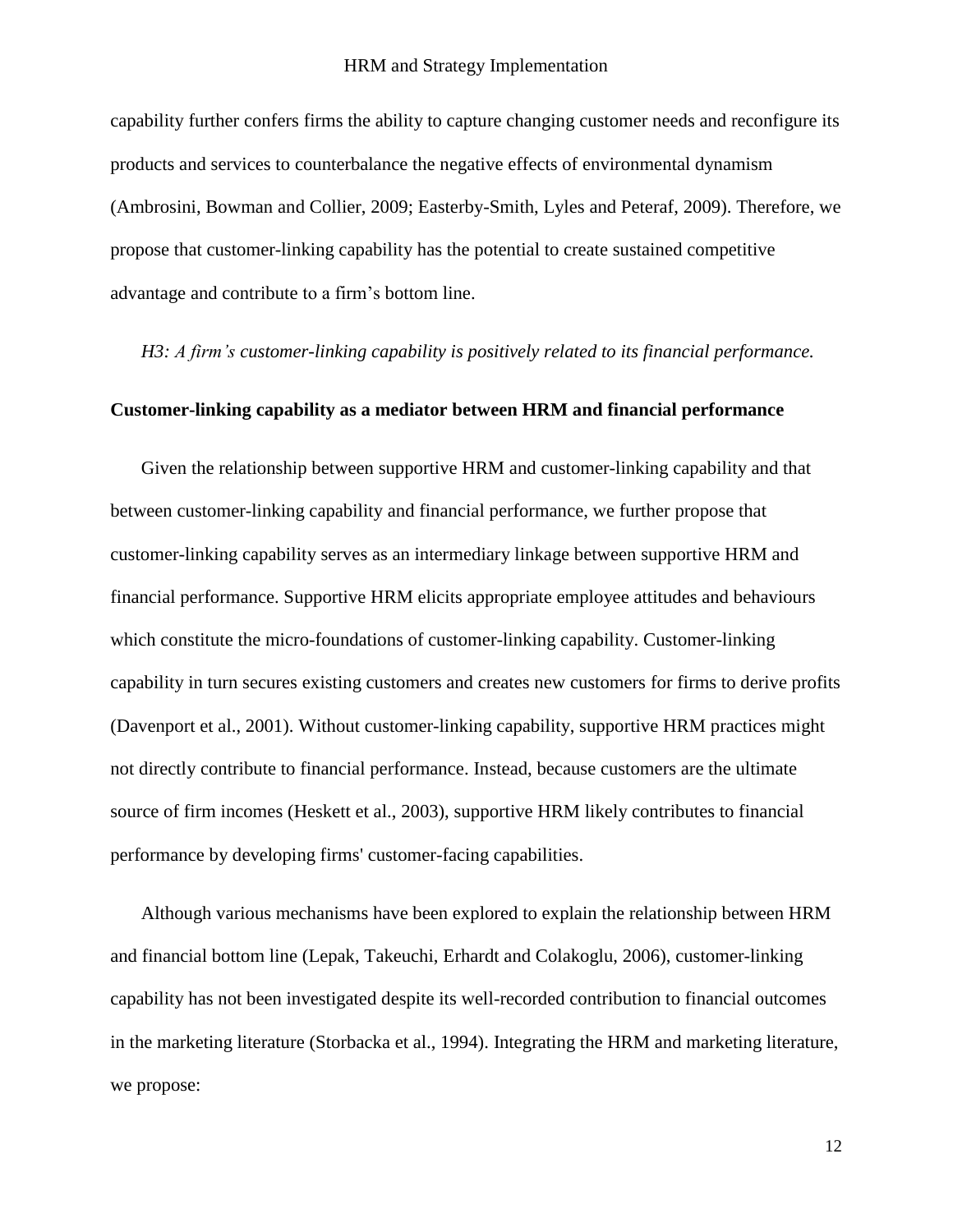capability further confers firms the ability to capture changing customer needs and reconfigure its products and services to counterbalance the negative effects of environmental dynamism (Ambrosini, Bowman and Collier, 2009; Easterby-Smith, Lyles and Peteraf, 2009). Therefore, we propose that customer-linking capability has the potential to create sustained competitive advantage and contribute to a firm's bottom line.

*H3: A firm's customer-linking capability is positively related to its financial performance.*

**Customer-linking capability as a mediator between HRM and financial performance**

Given the relationship between supportive HRM and customer-linking capability and that between customer-linking capability and financial performance, we further propose that customer-linking capability serves as an intermediary linkage between supportive HRM and financial performance. Supportive HRM elicits appropriate employee attitudes and behaviours which constitute the micro-foundations of customer-linking capability. Customer-linking capability in turn secures existing customers and creates new customers for firms to derive profits (Davenport et al., 2001). Without customer-linking capability, supportive HRM practices might not directly contribute to financial performance. Instead, because customers are the ultimate source of firm incomes (Heskett et al., 2003), supportive HRM likely contributes to financial performance by developing firms' customer-facing capabilities.

Although various mechanisms have been explored to explain the relationship between HRM and financial bottom line (Lepak, Takeuchi, Erhardt and Colakoglu, 2006), customer-linking capability has not been investigated despite its well-recorded contribution to financial outcomes in the marketing literature (Storbacka et al., 1994). Integrating the HRM and marketing literature, we propose: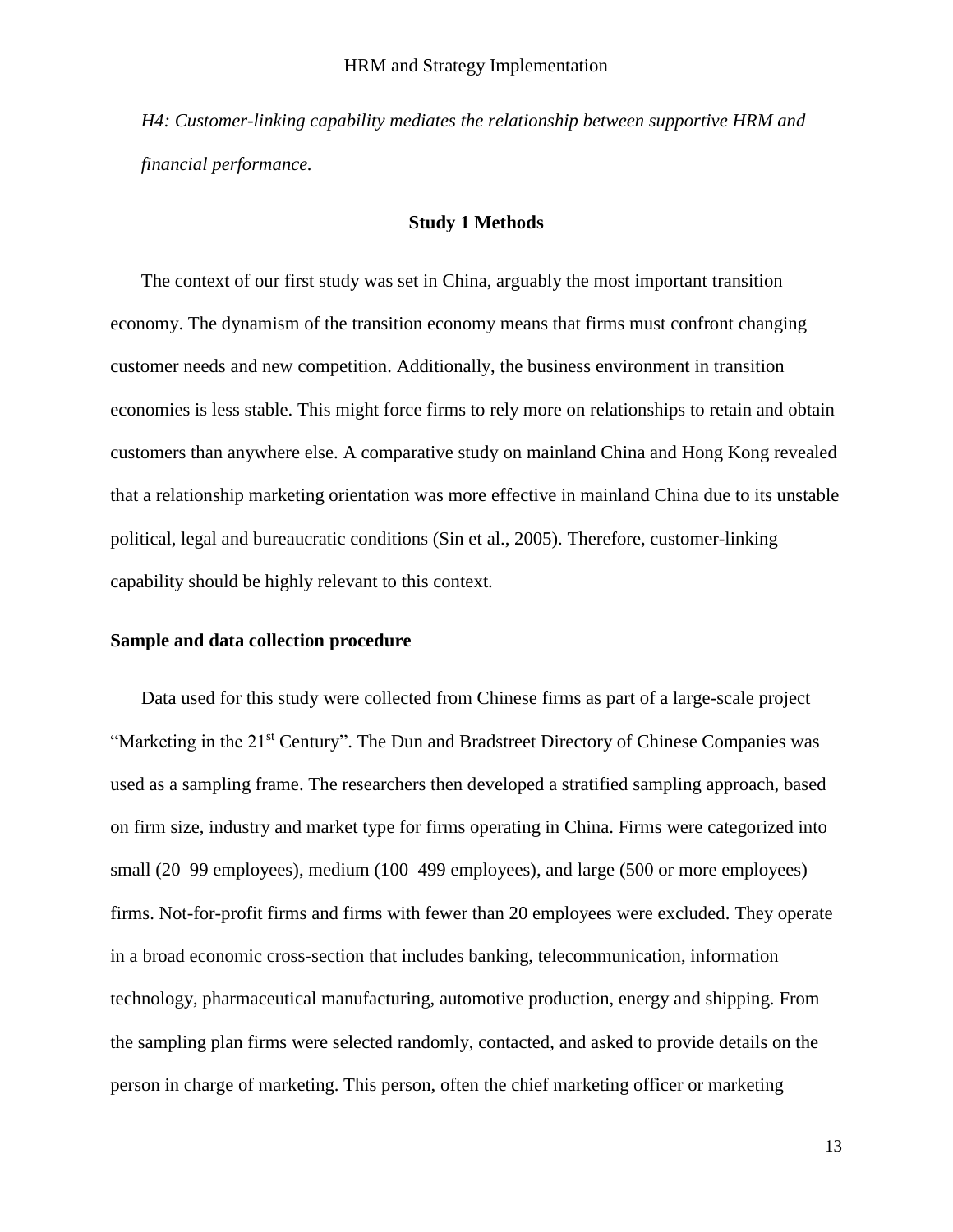*H4: Customer-linking capability mediates the relationship between supportive HRM and financial performance.*

## Study 1 Methods

The context of our first study was set in China, arguably the most important transition economy. The dynamism of the transition economy means that firms must confront changing customer needs and new competition. Additionally, the business environment in transition economies is less stable. This might force firms to rely more on relationships to retain and obtain customers than anywhere else. A comparative study on mainland China and Hong Kong revealed that a relationship marketing orientation was more effective in mainland China due to its unstable political, legal and bureaucratic conditions (Sin et al., 2005). Therefore, customer-linking capability should be highly relevant to this context.

### Sample and data collection procedure

Data used for this study were collected from Chinese firms as part of a large-scale project "Marketing in the 21st Century". The Dun and Bradstreet Directory of Chinese Companies was used as a sampling frame. The researchers then developed a stratified sampling approach, based on firm size, industry and market type for firms operating in China. Firms were categorized into small (20–99 employees), medium (100–499 employees), and large (500 or more employees) firms. Not-for-profit firms and firms with fewer than 20 employees were excluded. They operate in a broad economic cross-section that includes banking, telecommunication, information technology, pharmaceutical manufacturing, automotive production, energy and shipping. From the sampling plan firms were selected randomly, contacted, and asked to provide details on the person in charge of marketing. This person, often the chief marketing officer or marketing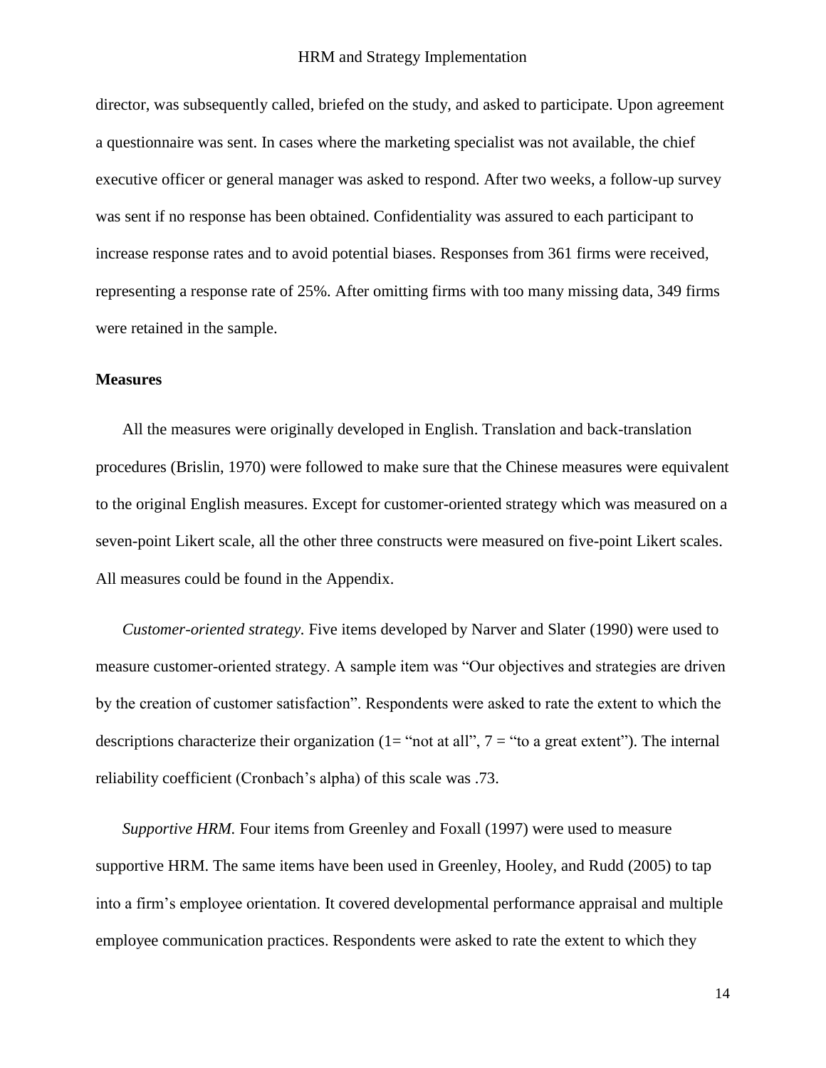director, was subsequently called, briefed on the study, and asked to participate. Upon agreement a questionnaire was sent. In cases where the marketing specialist was not available, the chief executive officer or general manager was asked to respond. After two weeks, a follow-up survey was sent if no response has been obtained. Confidentiality was assured to each participant to increase response rates and to avoid potential biases. Responses from 361 firms were received, representing a response rate of 25%. After omitting firms with too many missing data, 349 firms were retained in the sample.

## Measures

All the measures were originally developed in English. Translation and back-translation procedures (Brislin, 1970) were followed to make sure that the Chinese measures were equivalent to the original English measures. Except for customer-oriented strategy which was measured on a seven-point Likert scale, all the other three constructs were measured on five-point Likert scales. All measures could be found in the Appendix.

*Customer-oriented strategy.* Five items developed by Narver and Slater (1990) were used to measure customer-oriented strategy. A sample item was "Our objectives and strategies are driven by the creation of customer satisfaction". Respondents were asked to rate the extent to which the descriptions characterize their organization (1= "not at all", 7 = "to a great extent"). The internal reliability coefficient (Cronbach's alpha) of this scale was .73.

*Supportive HRM.* Four items from Greenley and Foxall (1997) were used to measure supportive HRM. The same items have been used in Greenley, Hooley, and Rudd (2005) to tap into a firm's employee orientation. It covered developmental performance appraisal and multiple employee communication practices. Respondents were asked to rate the extent to which they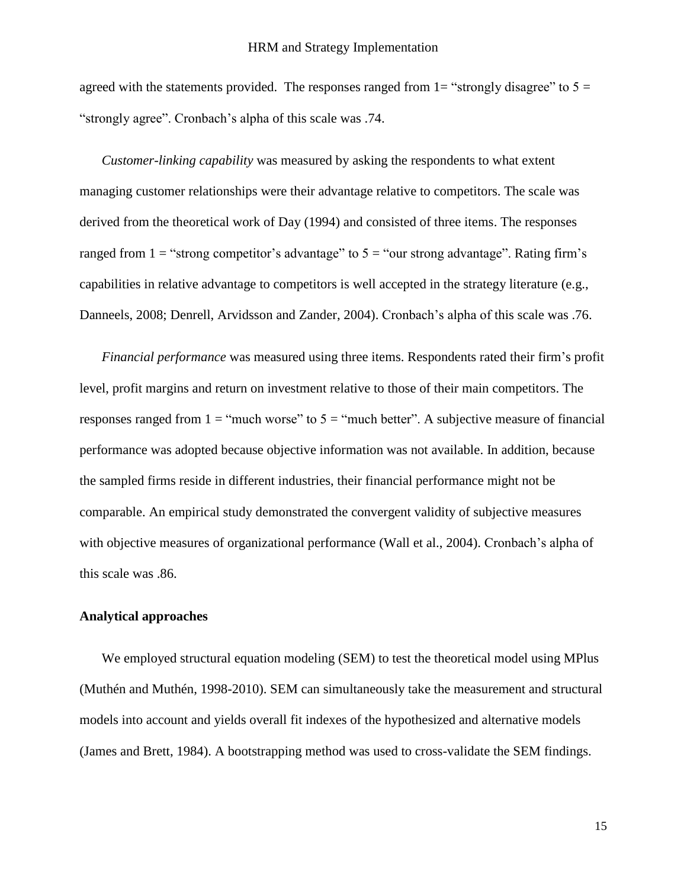agreed with the statements provided. The responses ranged from 1= "strongly disagree" to 5 = "strongly agree". Cronbach's alpha of this scale was .74.

*Customer-linking capability* was measured by asking the respondents to what extent managing customer relationships were their advantage relative to competitors. The scale was derived from the theoretical work of Day (1994) and consisted of three items. The responses ranged from 1 = "strong competitor's advantage" to 5 = "our strong advantage". Rating firm's capabilities in relative advantage to competitors is well accepted in the strategy literature (e.g., Danneels, 2008; Denrell, Arvidsson and Zander, 2004). Cronbach's alpha of this scale was .76.

*Financial performance* was measured using three items. Respondents rated their firm's profit level, profit margins and return on investment relative to those of their main competitors. The responses ranged from 1 = "much worse" to 5 = "much better". A subjective measure of financial performance was adopted because objective information was not available. In addition, because the sampled firms reside in different industries, their financial performance might not be comparable. An empirical study demonstrated the convergent validity of subjective measures with objective measures of organizational performance (Wall et al., 2004). Cronbach's alpha of this scale was .86.

**Analytical approaches**

We employed structural equation modeling (SEM) to test the theoretical model using MPlus (Muthén and Muthén, 1998-2010). SEM can simultaneously take the measurement and structural models into account and yields overall fit indexes of the hypothesized and alternative models (James and Brett, 1984). A bootstrapping method was used to cross-validate the SEM findings.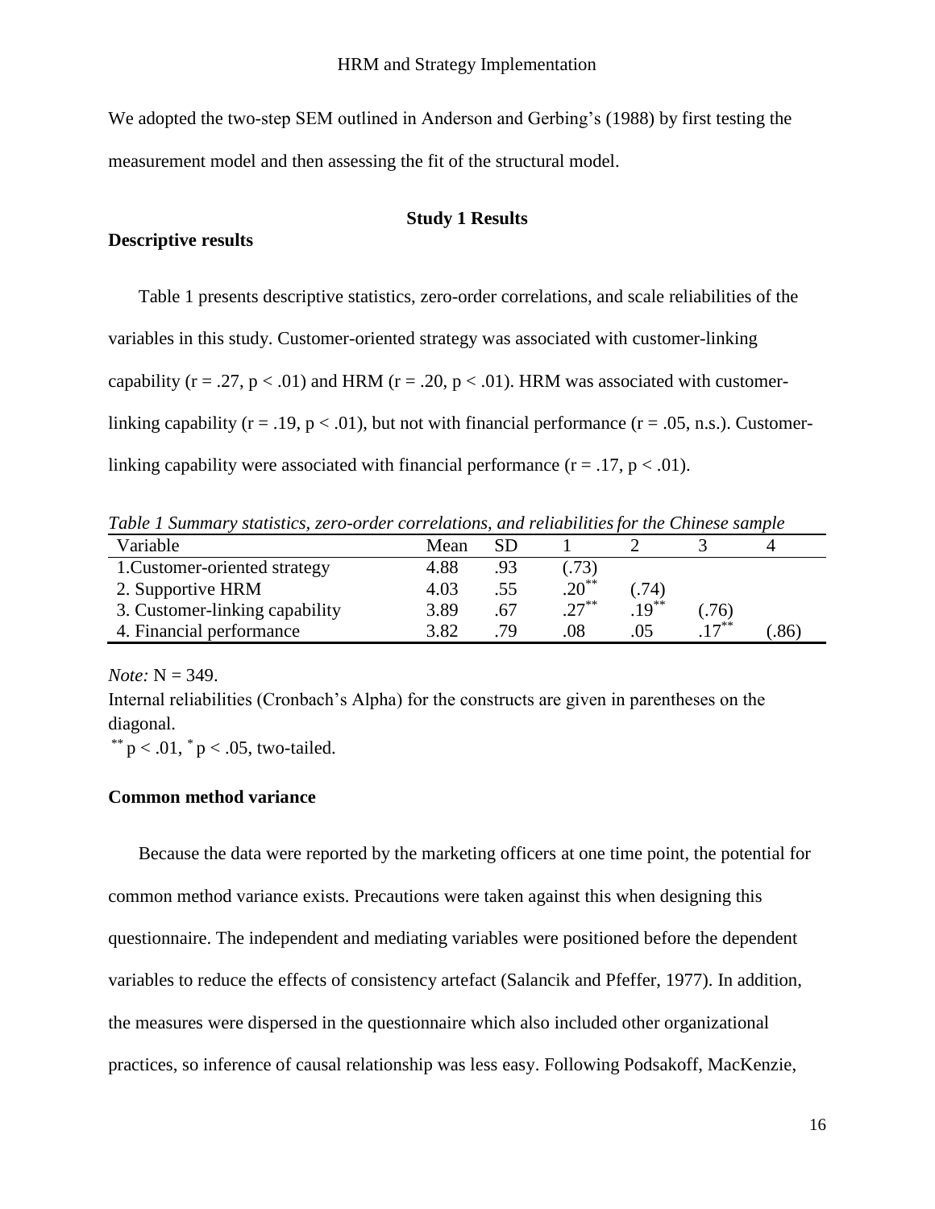We adopted the two-step SEM outlined in Anderson and Gerbing's (1988) by first testing the measurement model and then assessing the fit of the structural model.

## Study 1 Results

### Descriptive results

Table 1 presents descriptive statistics, zero-order correlations, and scale reliabilities of the variables in this study. Customer-oriented strategy was associated with customer-linking capability ($r = .27$, $p < .01$) and HRM ($r = .20$, $p < .01$). HRM was associated with customer-linking capability ($r = .19$, $p < .01$), but not with financial performance ($r = .05$, n.s.). Customer-linking capability were associated with financial performance ($r = .17$, $p < .01$).

*Table 1 Summary statistics, zero-order correlations, and reliabilities for the Chinese sample*

| Variable | Mean | SD | 1 | 2 | 3 | 4 |
|---|---|---|---|---|---|---|
| 1.Customer-oriented strategy | 4.88 | .93 | (.73) | | | |
| 2. Supportive HRM | 4.03 | .55 | $.20^{**}$ | (.74) | | |
| 3. Customer-linking capability | 3.89 | .67 | $.27^{**}$ | $.19^{**}$ | (.76) | |
| 4. Financial performance | 3.82 | .79 | .08 | .05 | $.17^{**}$ | (.86) |

*Note:* N = 349.

Internal reliabilities (Cronbach's Alpha) for the constructs are given in parentheses on the diagonal.

$^{**}$ $p < .01$, $^{*}$ $p < .05$, two-tailed.

### Common method variance

Because the data were reported by the marketing officers at one time point, the potential for common method variance exists. Precautions were taken against this when designing this questionnaire. The independent and mediating variables were positioned before the dependent variables to reduce the effects of consistency artefact (Salancik and Pfeffer, 1977). In addition, the measures were dispersed in the questionnaire which also included other organizational practices, so inference of causal relationship was less easy. Following Podsakoff, MacKenzie,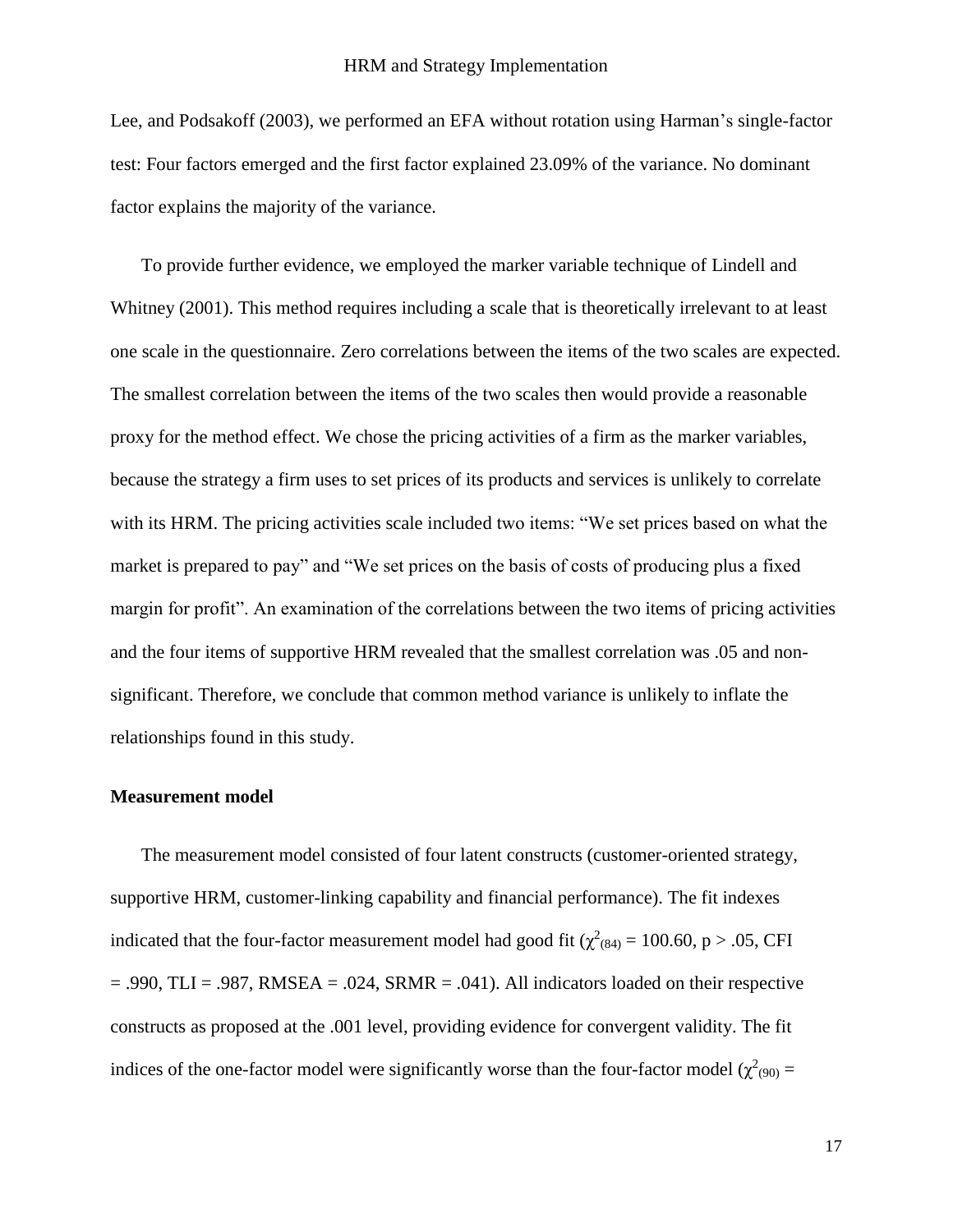Lee, and Podsakoff (2003), we performed an EFA without rotation using Harman's single-factor test: Four factors emerged and the first factor explained 23.09% of the variance. No dominant factor explains the majority of the variance.

To provide further evidence, we employed the marker variable technique of Lindell and Whitney (2001). This method requires including a scale that is theoretically irrelevant to at least one scale in the questionnaire. Zero correlations between the items of the two scales are expected. The smallest correlation between the items of the two scales then would provide a reasonable proxy for the method effect. We chose the pricing activities of a firm as the marker variables, because the strategy a firm uses to set prices of its products and services is unlikely to correlate with its HRM. The pricing activities scale included two items: "We set prices based on what the market is prepared to pay" and "We set prices on the basis of costs of producing plus a fixed margin for profit". An examination of the correlations between the two items of pricing activities and the four items of supportive HRM revealed that the smallest correlation was .05 and non-significant. Therefore, we conclude that common method variance is unlikely to inflate the relationships found in this study.

### Measurement model

The measurement model consisted of four latent constructs (customer-oriented strategy, supportive HRM, customer-linking capability and financial performance). The fit indexes indicated that the four-factor measurement model had good fit ($\chi^2_{(84)} = 100.60$, $p > .05$, CFI = .990, TLI = .987, RMSEA = .024, SRMR = .041). All indicators loaded on their respective constructs as proposed at the .001 level, providing evidence for convergent validity. The fit indices of the one-factor model were significantly worse than the four-factor model ($\chi^2_{(90)} =$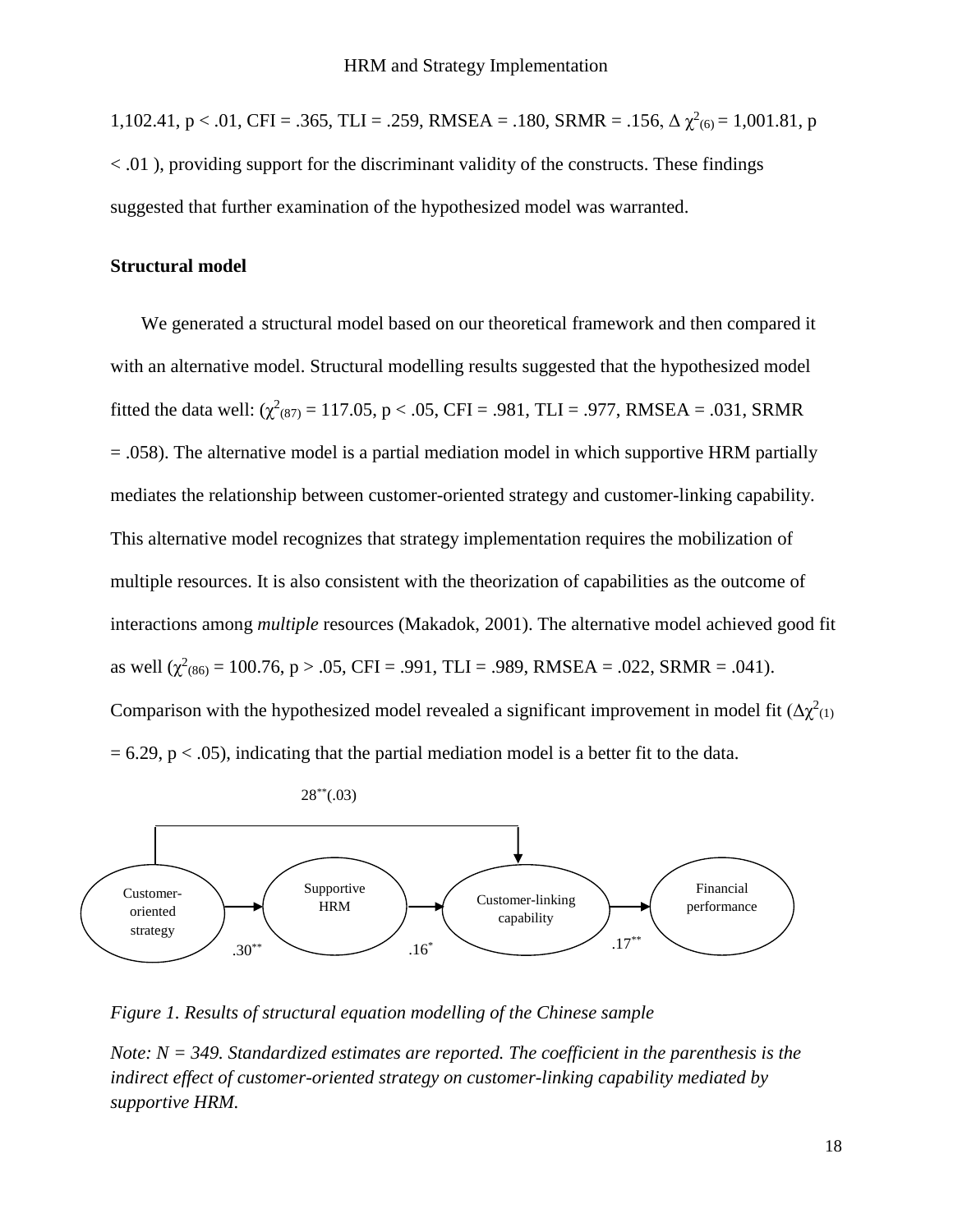1,102.41, $p < .01$, CFI = .365, TLI = .259, RMSEA = .180, SRMR = .156, $\Delta \chi^2_{(6)}$ = 1,001.81, $p < .01$ ), providing support for the discriminant validity of the constructs. These findings suggested that further examination of the hypothesized model was warranted.

**Structural model**

We generated a structural model based on our theoretical framework and then compared it with an alternative model. Structural modelling results suggested that the hypothesized model fitted the data well: ($\chi^2_{(87)}$ = 117.05, $p < .05$, CFI = .981, TLI = .977, RMSEA = .031, SRMR = .058). The alternative model is a partial mediation model in which supportive HRM partially mediates the relationship between customer-oriented strategy and customer-linking capability. This alternative model recognizes that strategy implementation requires the mobilization of multiple resources. It is also consistent with the theorization of capabilities as the outcome of interactions among *multiple* resources (Makadok, 2001). The alternative model achieved good fit as well ($\chi^2_{(86)}$ = 100.76, $p > .05$, CFI = .991, TLI = .989, RMSEA = .022, SRMR = .041). Comparison with the hypothesized model revealed a significant improvement in model fit ($\Delta\chi^2_{(1)}$ = 6.29, $p < .05$), indicating that the partial mediation model is a better fit to the data.

28** (.03)

Customer-oriented strategy → Supportive HRM (.30**) → Customer-linking capability (.16*) → Financial performance (.17**); Customer-oriented strategy → Customer-linking capability (28** (.03))

*Figure 1. Results of structural equation modelling of the Chinese sample*

*Note: N = 349. Standardized estimates are reported. The coefficient in the parenthesis is the indirect effect of customer-oriented strategy on customer-linking capability mediated by supportive HRM.*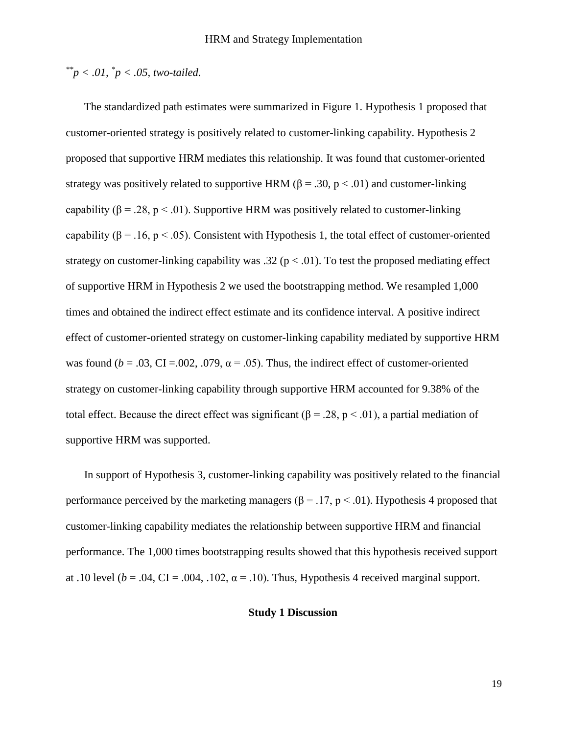$^{**}p < .01$, $^{*}p < .05$, *two-tailed.*

The standardized path estimates were summarized in Figure 1. Hypothesis 1 proposed that customer-oriented strategy is positively related to customer-linking capability. Hypothesis 2 proposed that supportive HRM mediates this relationship. It was found that customer-oriented strategy was positively related to supportive HRM ($\beta = .30$, $p < .01$) and customer-linking capability ($\beta = .28$, $p < .01$). Supportive HRM was positively related to customer-linking capability ($\beta = .16$, $p < .05$). Consistent with Hypothesis 1, the total effect of customer-oriented strategy on customer-linking capability was .32 ($p < .01$). To test the proposed mediating effect of supportive HRM in Hypothesis 2 we used the bootstrapping method. We resampled 1,000 times and obtained the indirect effect estimate and its confidence interval. A positive indirect effect of customer-oriented strategy on customer-linking capability mediated by supportive HRM was found ($b = .03$, CI =.002, .079, $\alpha = .05$). Thus, the indirect effect of customer-oriented strategy on customer-linking capability through supportive HRM accounted for 9.38% of the total effect. Because the direct effect was significant ($\beta = .28$, $p < .01$), a partial mediation of supportive HRM was supported.

In support of Hypothesis 3, customer-linking capability was positively related to the financial performance perceived by the marketing managers ($\beta = .17$, $p < .01$). Hypothesis 4 proposed that customer-linking capability mediates the relationship between supportive HRM and financial performance. The 1,000 times bootstrapping results showed that this hypothesis received support at .10 level ($b = .04$, CI = .004, .102, $\alpha = .10$). Thus, Hypothesis 4 received marginal support.

## Study 1 Discussion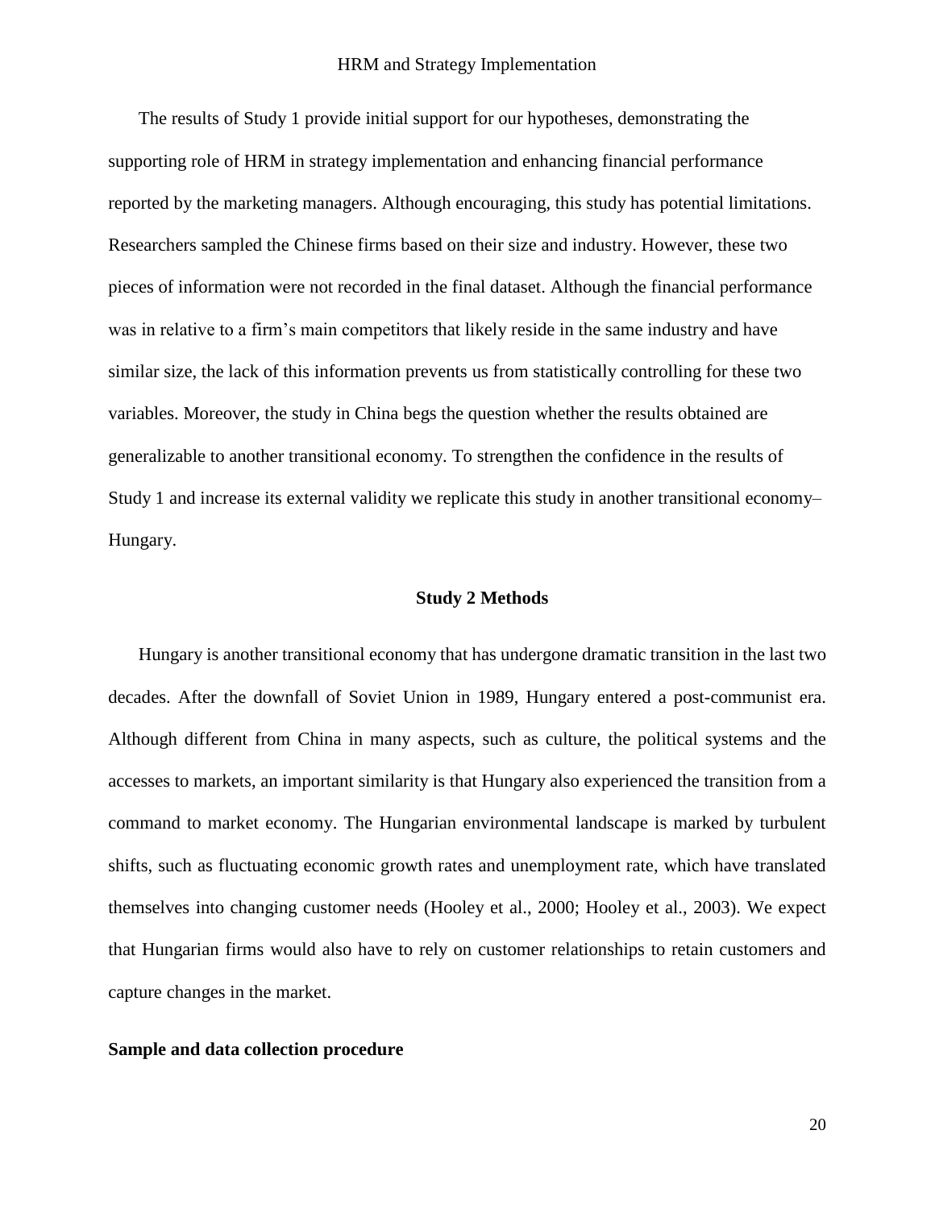The results of Study 1 provide initial support for our hypotheses, demonstrating the supporting role of HRM in strategy implementation and enhancing financial performance reported by the marketing managers. Although encouraging, this study has potential limitations. Researchers sampled the Chinese firms based on their size and industry. However, these two pieces of information were not recorded in the final dataset. Although the financial performance was in relative to a firm's main competitors that likely reside in the same industry and have similar size, the lack of this information prevents us from statistically controlling for these two variables. Moreover, the study in China begs the question whether the results obtained are generalizable to another transitional economy. To strengthen the confidence in the results of Study 1 and increase its external validity we replicate this study in another transitional economy–Hungary.

## Study 2 Methods

Hungary is another transitional economy that has undergone dramatic transition in the last two decades. After the downfall of Soviet Union in 1989, Hungary entered a post-communist era. Although different from China in many aspects, such as culture, the political systems and the accesses to markets, an important similarity is that Hungary also experienced the transition from a command to market economy. The Hungarian environmental landscape is marked by turbulent shifts, such as fluctuating economic growth rates and unemployment rate, which have translated themselves into changing customer needs (Hooley et al., 2000; Hooley et al., 2003). We expect that Hungarian firms would also have to rely on customer relationships to retain customers and capture changes in the market.

### Sample and data collection procedure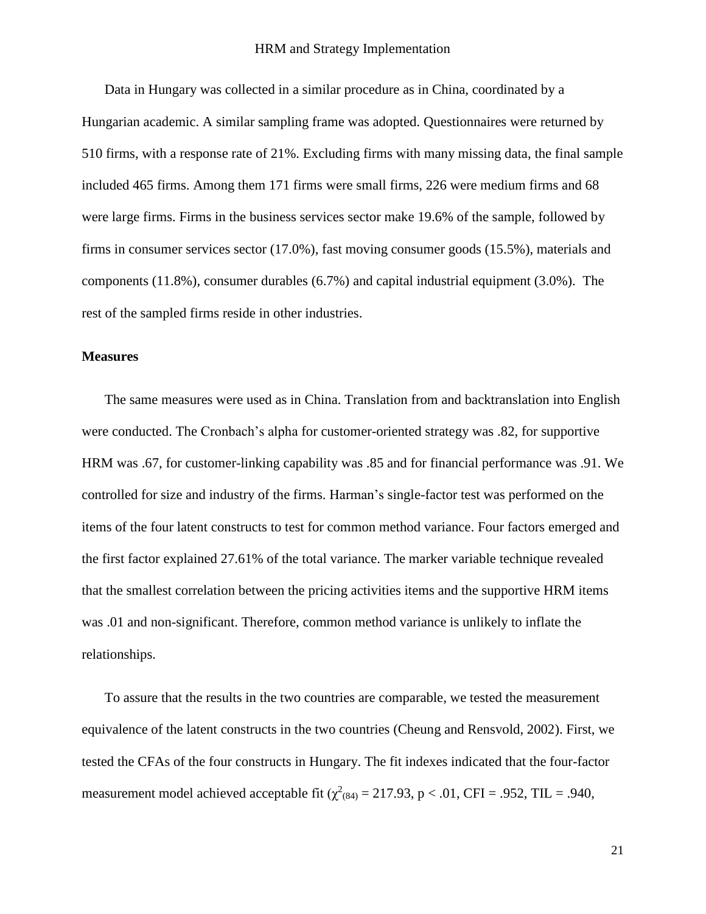Data in Hungary was collected in a similar procedure as in China, coordinated by a Hungarian academic. A similar sampling frame was adopted. Questionnaires were returned by 510 firms, with a response rate of 21%. Excluding firms with many missing data, the final sample included 465 firms. Among them 171 firms were small firms, 226 were medium firms and 68 were large firms. Firms in the business services sector make 19.6% of the sample, followed by firms in consumer services sector (17.0%), fast moving consumer goods (15.5%), materials and components (11.8%), consumer durables (6.7%) and capital industrial equipment (3.0%). The rest of the sampled firms reside in other industries.

**Measures**

The same measures were used as in China. Translation from and backtranslation into English were conducted. The Cronbach's alpha for customer-oriented strategy was .82, for supportive HRM was .67, for customer-linking capability was .85 and for financial performance was .91. We controlled for size and industry of the firms. Harman's single-factor test was performed on the items of the four latent constructs to test for common method variance. Four factors emerged and the first factor explained 27.61% of the total variance. The marker variable technique revealed that the smallest correlation between the pricing activities items and the supportive HRM items was .01 and non-significant. Therefore, common method variance is unlikely to inflate the relationships.

To assure that the results in the two countries are comparable, we tested the measurement equivalence of the latent constructs in the two countries (Cheung and Rensvold, 2002). First, we tested the CFAs of the four constructs in Hungary. The fit indexes indicated that the four-factor measurement model achieved acceptable fit ($\chi^2_{(84)} = 217.93$, $p < .01$, CFI = .952, TIL = .940,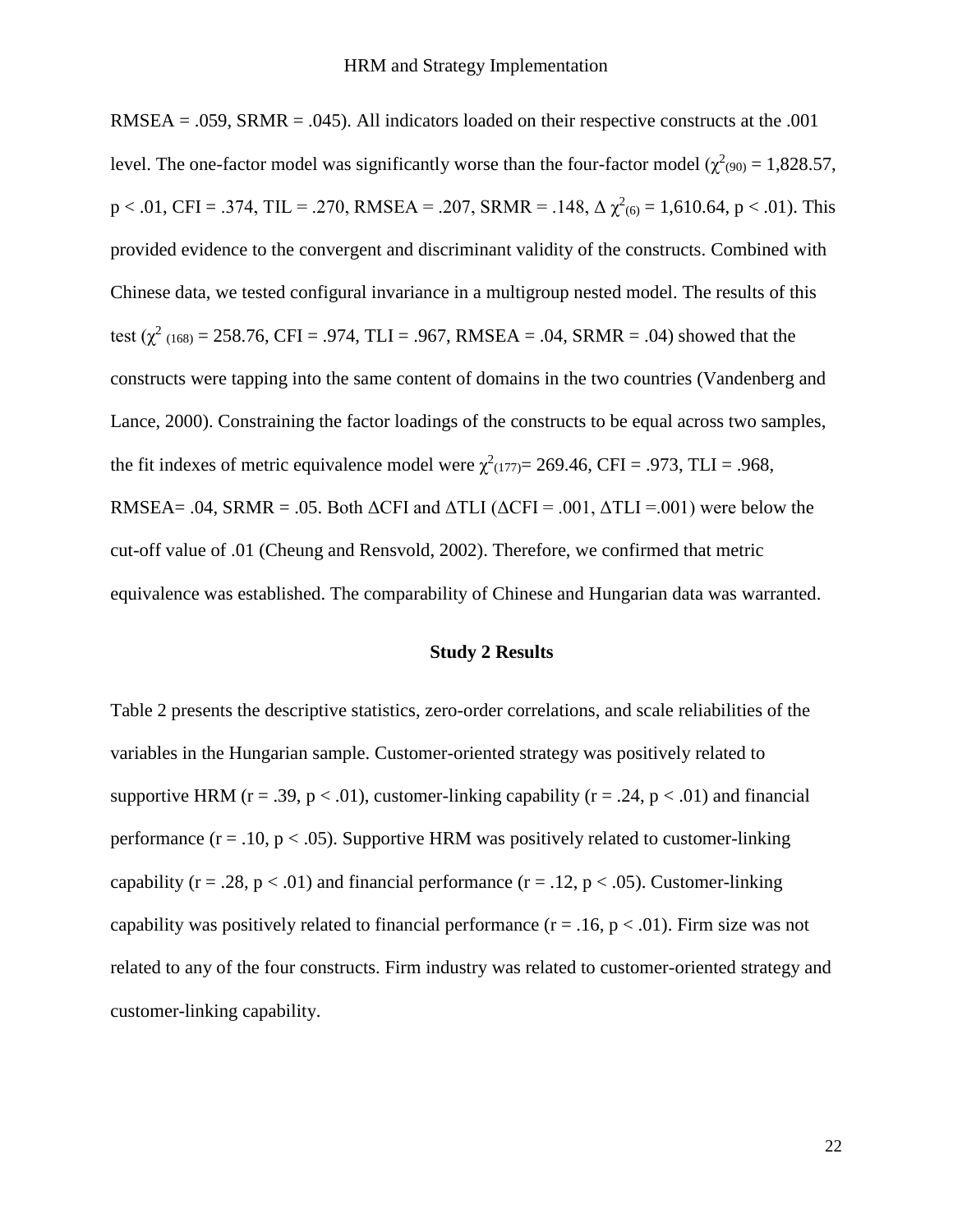RMSEA = .059, SRMR = .045). All indicators loaded on their respective constructs at the .001 level. The one-factor model was significantly worse than the four-factor model ($\chi^2_{(90)}$ = 1,828.57, p < .01, CFI = .374, TIL = .270, RMSEA = .207, SRMR = .148, $\Delta\ \chi^2_{(6)}$ = 1,610.64, p < .01). This provided evidence to the convergent and discriminant validity of the constructs. Combined with Chinese data, we tested configural invariance in a multigroup nested model. The results of this test ($\chi^2_{\ (168)}$ = 258.76, CFI = .974, TLI = .967, RMSEA = .04, SRMR = .04) showed that the constructs were tapping into the same content of domains in the two countries (Vandenberg and Lance, 2000). Constraining the factor loadings of the constructs to be equal across two samples, the fit indexes of metric equivalence model were $\chi^2_{(177)}$= 269.46, CFI = .973, TLI = .968, RMSEA= .04, SRMR = .05. Both ΔCFI and ΔTLI (ΔCFI = .001, ΔTLI =.001) were below the cut-off value of .01 (Cheung and Rensvold, 2002). Therefore, we confirmed that metric equivalence was established. The comparability of Chinese and Hungarian data was warranted.

## Study 2 Results

Table 2 presents the descriptive statistics, zero-order correlations, and scale reliabilities of the variables in the Hungarian sample. Customer-oriented strategy was positively related to supportive HRM (r = .39, p < .01), customer-linking capability (r = .24, p < .01) and financial performance (r = .10, p < .05). Supportive HRM was positively related to customer-linking capability (r = .28, p < .01) and financial performance (r = .12, p < .05). Customer-linking capability was positively related to financial performance (r = .16, p < .01). Firm size was not related to any of the four constructs. Firm industry was related to customer-oriented strategy and customer-linking capability.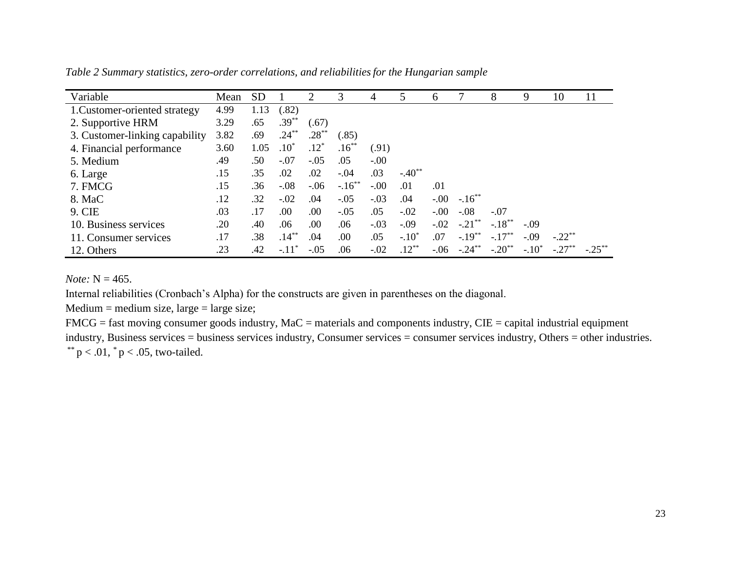*Table 2 Summary statistics, zero-order correlations, and reliabilities for the Hungarian sample*

| Variable | Mean | SD | 1 | 2 | 3 | 4 | 5 | 6 | 7 | 8 | 9 | 10 | 11 |
|---|---|---|---|---|---|---|---|---|---|---|---|---|---|
| 1.Customer-oriented strategy | 4.99 | 1.13 | (.82) | | | | | | | | | | |
| 2. Supportive HRM | 3.29 | .65 | .39** | (.67) | | | | | | | | | |
| 3. Customer-linking capability | 3.82 | .69 | .24** | .28** | (.85) | | | | | | | | |
| 4. Financial performance | 3.60 | 1.05 | .10* | .12* | .16** | (.91) | | | | | | | |
| 5. Medium | .49 | .50 | -.07 | -.05 | .05 | -.00 | | | | | | | |
| 6. Large | .15 | .35 | .02 | .02 | -.04 | .03 | -.40** | | | | | | |
| 7. FMCG | .15 | .36 | -.08 | -.06 | -.16** | -.00 | .01 | .01 | | | | | |
| 8. MaC | .12 | .32 | -.02 | .04 | -.05 | -.03 | .04 | -.00 | -.16** | | | | |
| 9. CIE | .03 | .17 | .00 | .00 | -.05 | .05 | -.02 | -.00 | -.08 | -.07 | | | |
| 10. Business services | .20 | .40 | .06 | .00 | .06 | -.03 | -.09 | -.02 | -.21** | -.18** | -.09 | | |
| 11. Consumer services | .17 | .38 | .14** | .04 | .00 | .05 | -.10* | .07 | -.19** | -.17** | -.09 | -.22** | |
| 12. Others | .23 | .42 | -.11* | -.05 | .06 | -.02 | .12** | -.06 | -.24** | -.20** | -.10* | -.27** | -.25** |

*Note:* N = 465.

Internal reliabilities (Cronbach's Alpha) for the constructs are given in parentheses on the diagonal.

Medium = medium size, large = large size;

FMCG = fast moving consumer goods industry, MaC = materials and components industry, CIE = capital industrial equipment industry, Business services = business services industry, Consumer services = consumer services industry, Others = other industries.

** $p < .01$, * $p < .05$, two-tailed.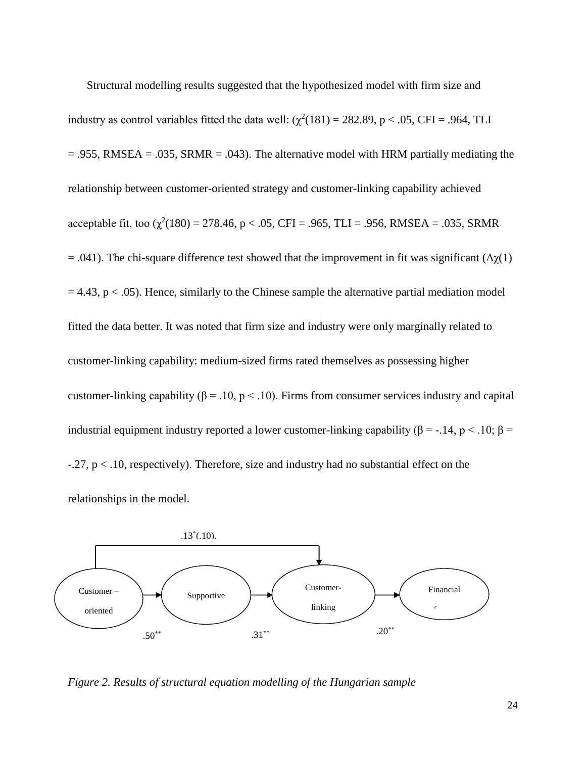Structural modelling results suggested that the hypothesized model with firm size and industry as control variables fitted the data well: ($\chi^2(181) = 282.89$, $p < .05$, CFI = .964, TLI = .955, RMSEA = .035, SRMR = .043). The alternative model with HRM partially mediating the relationship between customer-oriented strategy and customer-linking capability achieved acceptable fit, too ($\chi^2(180) = 278.46$, $p < .05$, CFI = .965, TLI = .956, RMSEA = .035, SRMR = .041). The chi-square difference test showed that the improvement in fit was significant ($\Delta\chi(1) = 4.43$, $p < .05$). Hence, similarly to the Chinese sample the alternative partial mediation model fitted the data better. It was noted that firm size and industry were only marginally related to customer-linking capability: medium-sized firms rated themselves as possessing higher customer-linking capability ($\beta = .10$, $p < .10$). Firms from consumer services industry and capital industrial equipment industry reported a lower customer-linking capability ($\beta = -.14$, $p < .10$; $\beta = -.27$, $p < .10$, respectively). Therefore, size and industry had no substantial effect on the relationships in the model.

.13*(.10).

Customer – oriented → Supportive → Customer-linking → Financial

.50** .31** .20**

*Figure 2. Results of structural equation modelling of the Hungarian sample*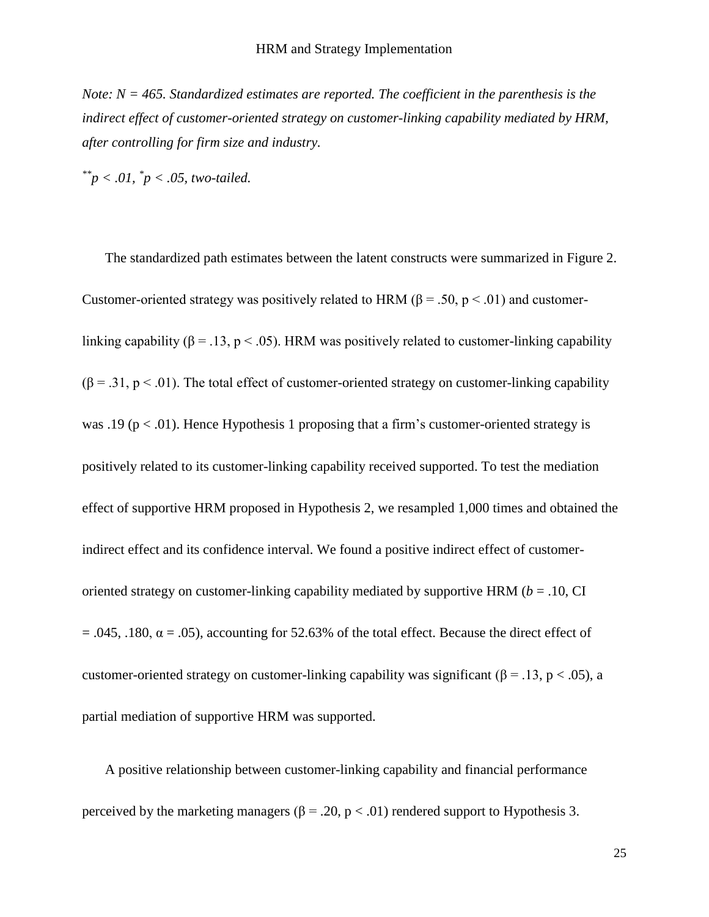*Note: N = 465. Standardized estimates are reported. The coefficient in the parenthesis is the indirect effect of customer-oriented strategy on customer-linking capability mediated by HRM, after controlling for firm size and industry.*

*$^{**}p < .01$, $^{*}p < .05$, two-tailed.*

The standardized path estimates between the latent constructs were summarized in Figure 2. Customer-oriented strategy was positively related to HRM ($\beta = .50$, $p < .01$) and customer-linking capability ($\beta = .13$, $p < .05$). HRM was positively related to customer-linking capability ($\beta = .31$, $p < .01$). The total effect of customer-oriented strategy on customer-linking capability was .19 ($p < .01$). Hence Hypothesis 1 proposing that a firm's customer-oriented strategy is positively related to its customer-linking capability received supported. To test the mediation effect of supportive HRM proposed in Hypothesis 2, we resampled 1,000 times and obtained the indirect effect and its confidence interval. We found a positive indirect effect of customer-oriented strategy on customer-linking capability mediated by supportive HRM ($b = .10$, CI $= .045, .180$, $\alpha = .05$), accounting for 52.63% of the total effect. Because the direct effect of customer-oriented strategy on customer-linking capability was significant ($\beta = .13$, $p < .05$), a partial mediation of supportive HRM was supported.

A positive relationship between customer-linking capability and financial performance perceived by the marketing managers ($\beta = .20$, $p < .01$) rendered support to Hypothesis 3.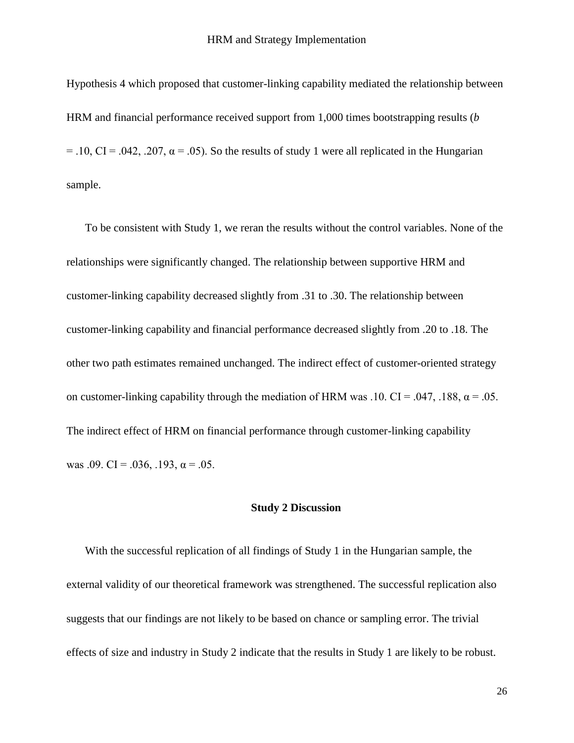Hypothesis 4 which proposed that customer-linking capability mediated the relationship between HRM and financial performance received support from 1,000 times bootstrapping results (*b* = .10, CI = .042, .207, $\alpha$ = .05). So the results of study 1 were all replicated in the Hungarian sample.

To be consistent with Study 1, we reran the results without the control variables. None of the relationships were significantly changed. The relationship between supportive HRM and customer-linking capability decreased slightly from .31 to .30. The relationship between customer-linking capability and financial performance decreased slightly from .20 to .18. The other two path estimates remained unchanged. The indirect effect of customer-oriented strategy on customer-linking capability through the mediation of HRM was .10. CI = .047, .188, $\alpha$ = .05. The indirect effect of HRM on financial performance through customer-linking capability was .09. CI = .036, .193, $\alpha$ = .05.

## Study 2 Discussion

With the successful replication of all findings of Study 1 in the Hungarian sample, the external validity of our theoretical framework was strengthened. The successful replication also suggests that our findings are not likely to be based on chance or sampling error. The trivial effects of size and industry in Study 2 indicate that the results in Study 1 are likely to be robust.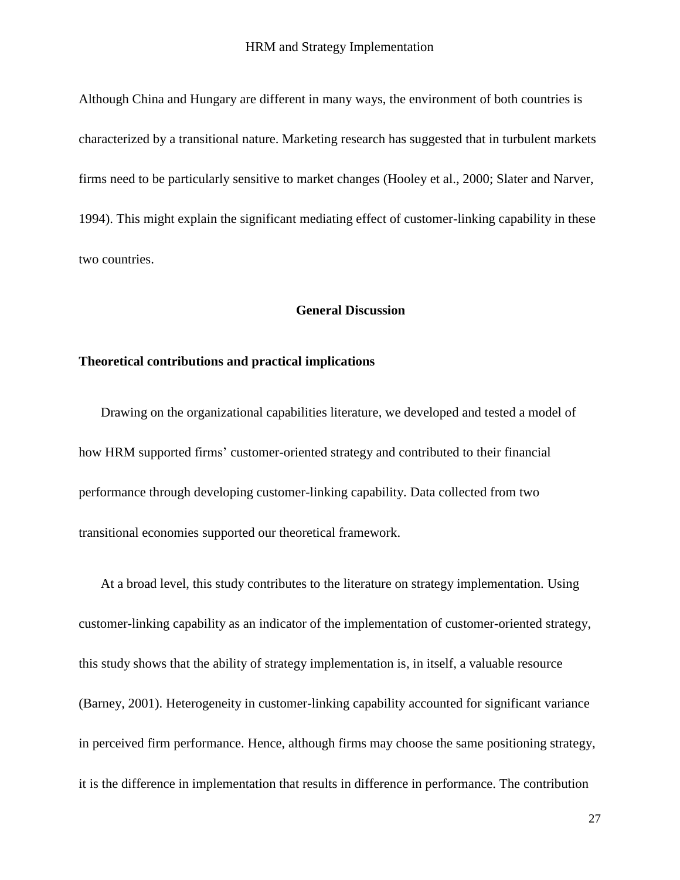Although China and Hungary are different in many ways, the environment of both countries is characterized by a transitional nature. Marketing research has suggested that in turbulent markets firms need to be particularly sensitive to market changes (Hooley et al., 2000; Slater and Narver, 1994). This might explain the significant mediating effect of customer-linking capability in these two countries.

## General Discussion

### Theoretical contributions and practical implications

Drawing on the organizational capabilities literature, we developed and tested a model of how HRM supported firms' customer-oriented strategy and contributed to their financial performance through developing customer-linking capability. Data collected from two transitional economies supported our theoretical framework.

At a broad level, this study contributes to the literature on strategy implementation. Using customer-linking capability as an indicator of the implementation of customer-oriented strategy, this study shows that the ability of strategy implementation is, in itself, a valuable resource (Barney, 2001). Heterogeneity in customer-linking capability accounted for significant variance in perceived firm performance. Hence, although firms may choose the same positioning strategy, it is the difference in implementation that results in difference in performance. The contribution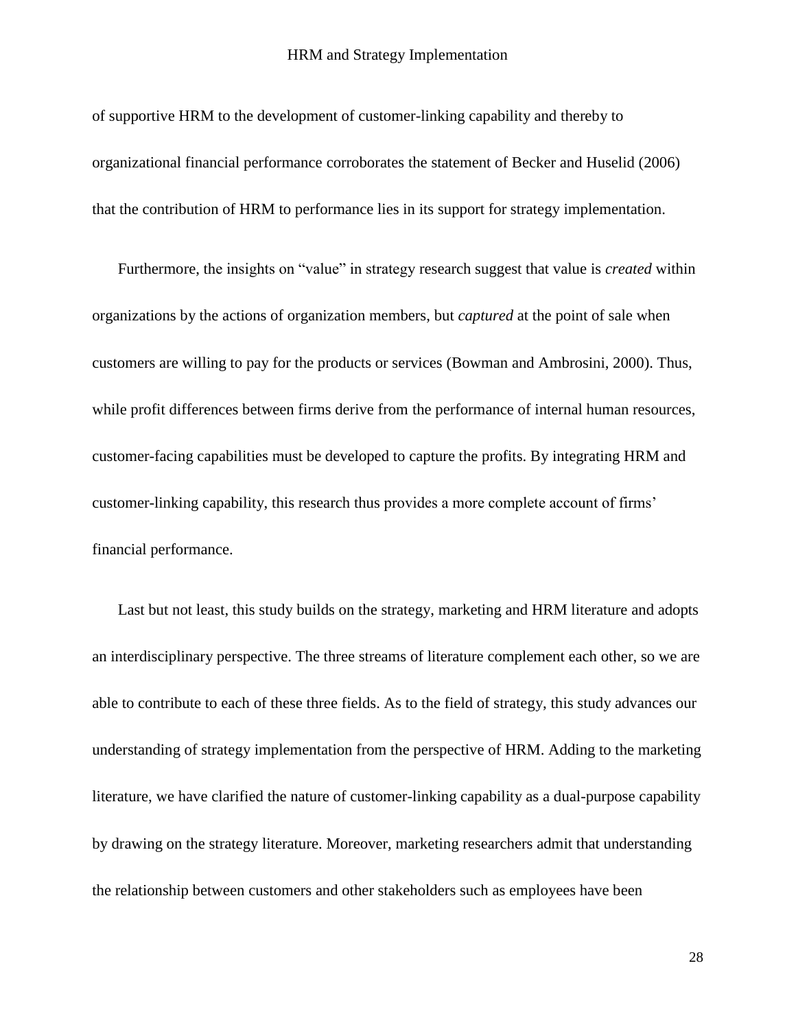of supportive HRM to the development of customer-linking capability and thereby to organizational financial performance corroborates the statement of Becker and Huselid (2006) that the contribution of HRM to performance lies in its support for strategy implementation.

Furthermore, the insights on "value" in strategy research suggest that value is *created* within organizations by the actions of organization members, but *captured* at the point of sale when customers are willing to pay for the products or services (Bowman and Ambrosini, 2000). Thus, while profit differences between firms derive from the performance of internal human resources, customer-facing capabilities must be developed to capture the profits. By integrating HRM and customer-linking capability, this research thus provides a more complete account of firms' financial performance.

Last but not least, this study builds on the strategy, marketing and HRM literature and adopts an interdisciplinary perspective. The three streams of literature complement each other, so we are able to contribute to each of these three fields. As to the field of strategy, this study advances our understanding of strategy implementation from the perspective of HRM. Adding to the marketing literature, we have clarified the nature of customer-linking capability as a dual-purpose capability by drawing on the strategy literature. Moreover, marketing researchers admit that understanding the relationship between customers and other stakeholders such as employees have been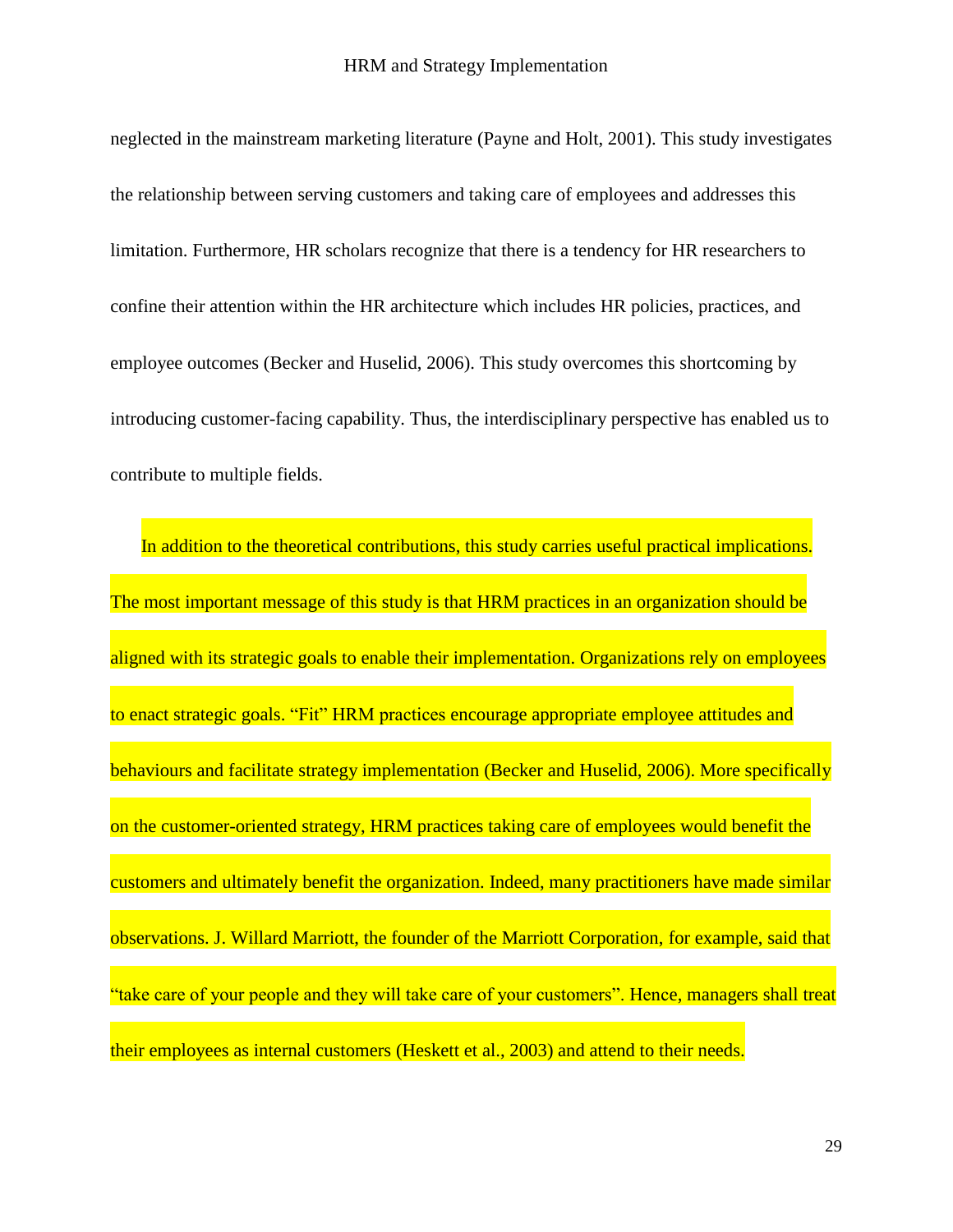neglected in the mainstream marketing literature (Payne and Holt, 2001). This study investigates the relationship between serving customers and taking care of employees and addresses this limitation. Furthermore, HR scholars recognize that there is a tendency for HR researchers to confine their attention within the HR architecture which includes HR policies, practices, and employee outcomes (Becker and Huselid, 2006). This study overcomes this shortcoming by introducing customer-facing capability. Thus, the interdisciplinary perspective has enabled us to contribute to multiple fields.

In addition to the theoretical contributions, this study carries useful practical implications. The most important message of this study is that HRM practices in an organization should be aligned with its strategic goals to enable their implementation. Organizations rely on employees to enact strategic goals. "Fit" HRM practices encourage appropriate employee attitudes and behaviours and facilitate strategy implementation (Becker and Huselid, 2006). More specifically on the customer-oriented strategy, HRM practices taking care of employees would benefit the customers and ultimately benefit the organization. Indeed, many practitioners have made similar observations. J. Willard Marriott, the founder of the Marriott Corporation, for example, said that "take care of your people and they will take care of your customers". Hence, managers shall treat their employees as internal customers (Heskett et al., 2003) and attend to their needs.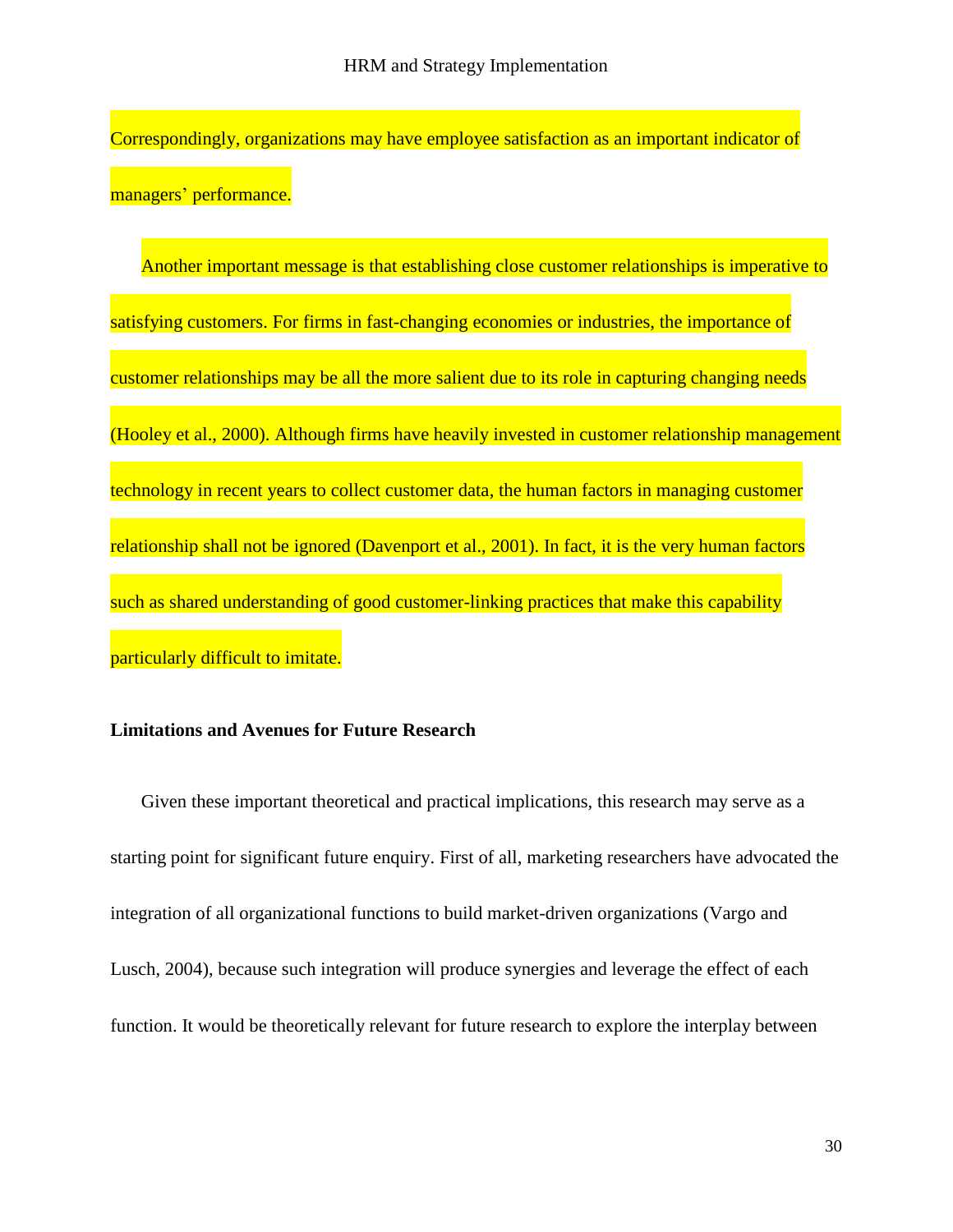Correspondingly, organizations may have employee satisfaction as an important indicator of managers' performance.

Another important message is that establishing close customer relationships is imperative to satisfying customers. For firms in fast-changing economies or industries, the importance of customer relationships may be all the more salient due to its role in capturing changing needs (Hooley et al., 2000). Although firms have heavily invested in customer relationship management technology in recent years to collect customer data, the human factors in managing customer relationship shall not be ignored (Davenport et al., 2001). In fact, it is the very human factors such as shared understanding of good customer-linking practices that make this capability particularly difficult to imitate.

**Limitations and Avenues for Future Research**

Given these important theoretical and practical implications, this research may serve as a starting point for significant future enquiry. First of all, marketing researchers have advocated the integration of all organizational functions to build market-driven organizations (Vargo and Lusch, 2004), because such integration will produce synergies and leverage the effect of each function. It would be theoretically relevant for future research to explore the interplay between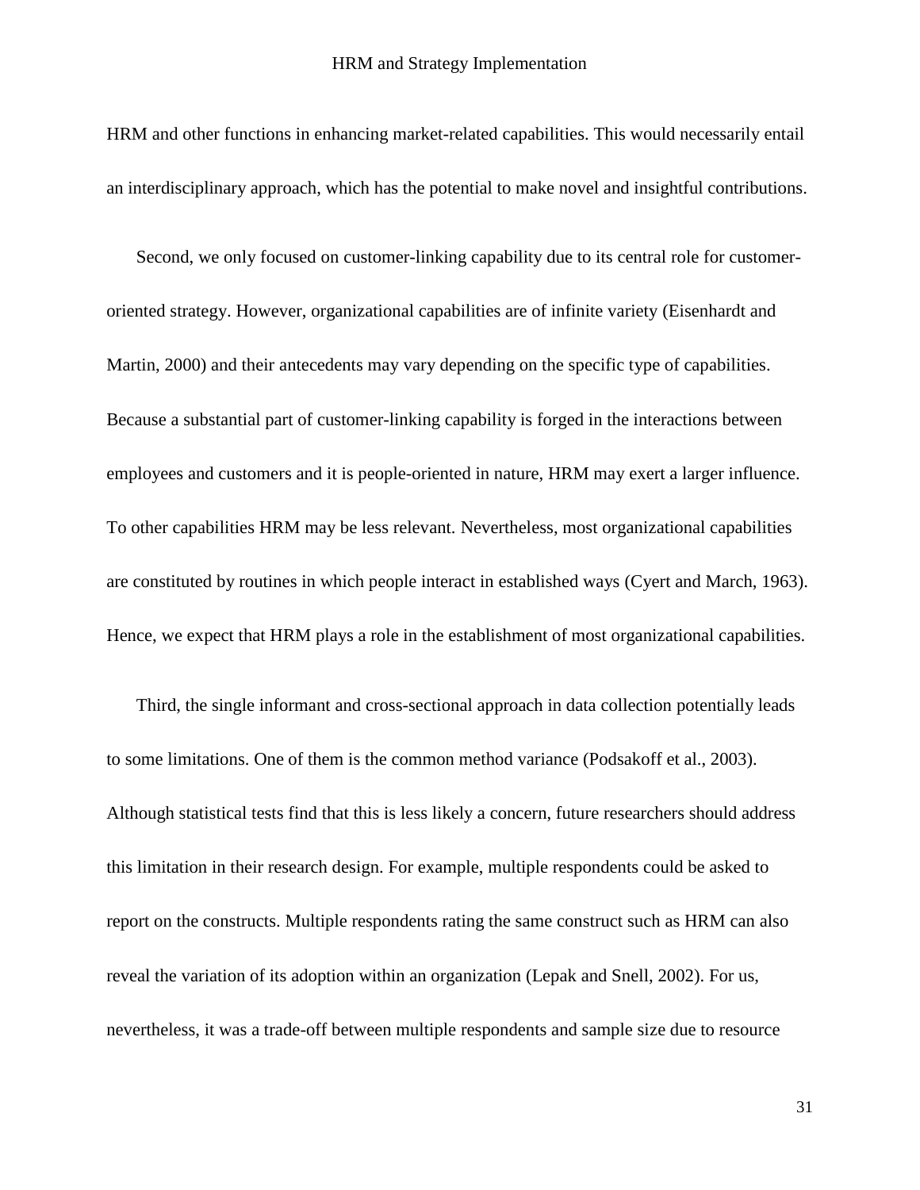HRM and other functions in enhancing market-related capabilities. This would necessarily entail an interdisciplinary approach, which has the potential to make novel and insightful contributions.

Second, we only focused on customer-linking capability due to its central role for customer-oriented strategy. However, organizational capabilities are of infinite variety (Eisenhardt and Martin, 2000) and their antecedents may vary depending on the specific type of capabilities. Because a substantial part of customer-linking capability is forged in the interactions between employees and customers and it is people-oriented in nature, HRM may exert a larger influence. To other capabilities HRM may be less relevant. Nevertheless, most organizational capabilities are constituted by routines in which people interact in established ways (Cyert and March, 1963). Hence, we expect that HRM plays a role in the establishment of most organizational capabilities.

Third, the single informant and cross-sectional approach in data collection potentially leads to some limitations. One of them is the common method variance (Podsakoff et al., 2003). Although statistical tests find that this is less likely a concern, future researchers should address this limitation in their research design. For example, multiple respondents could be asked to report on the constructs. Multiple respondents rating the same construct such as HRM can also reveal the variation of its adoption within an organization (Lepak and Snell, 2002). For us, nevertheless, it was a trade-off between multiple respondents and sample size due to resource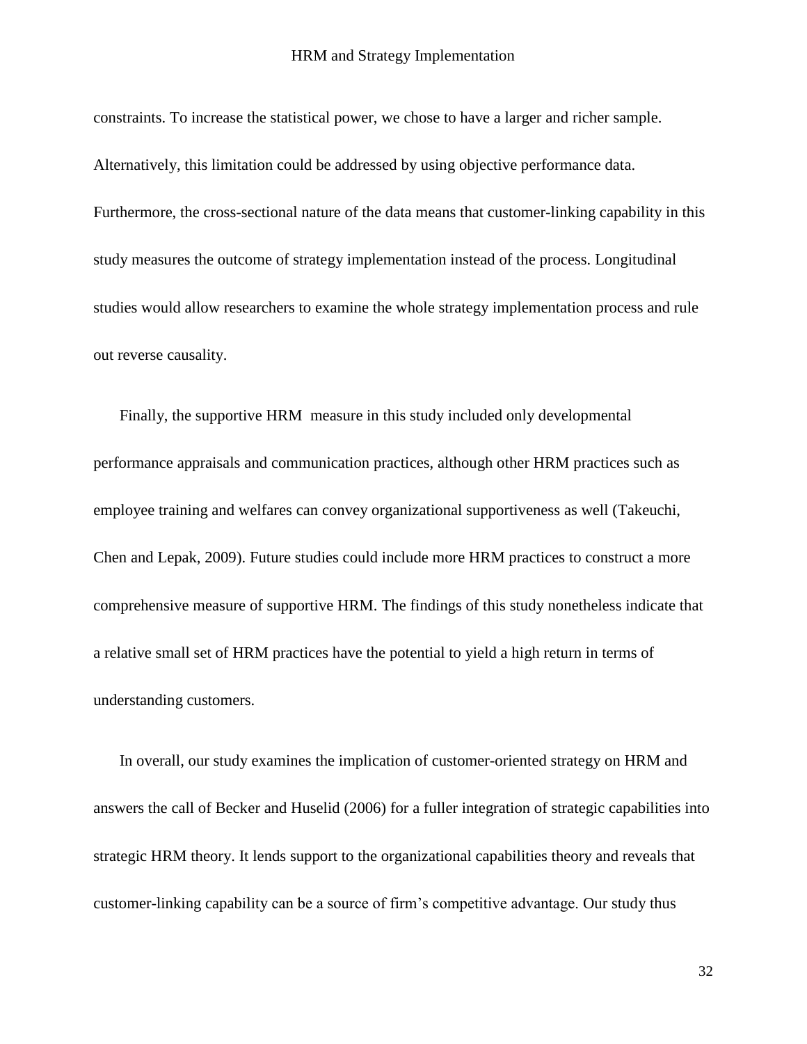constraints. To increase the statistical power, we chose to have a larger and richer sample. Alternatively, this limitation could be addressed by using objective performance data. Furthermore, the cross-sectional nature of the data means that customer-linking capability in this study measures the outcome of strategy implementation instead of the process. Longitudinal studies would allow researchers to examine the whole strategy implementation process and rule out reverse causality.

Finally, the supportive HRM measure in this study included only developmental performance appraisals and communication practices, although other HRM practices such as employee training and welfares can convey organizational supportiveness as well (Takeuchi, Chen and Lepak, 2009). Future studies could include more HRM practices to construct a more comprehensive measure of supportive HRM. The findings of this study nonetheless indicate that a relative small set of HRM practices have the potential to yield a high return in terms of understanding customers.

In overall, our study examines the implication of customer-oriented strategy on HRM and answers the call of Becker and Huselid (2006) for a fuller integration of strategic capabilities into strategic HRM theory. It lends support to the organizational capabilities theory and reveals that customer-linking capability can be a source of firm's competitive advantage. Our study thus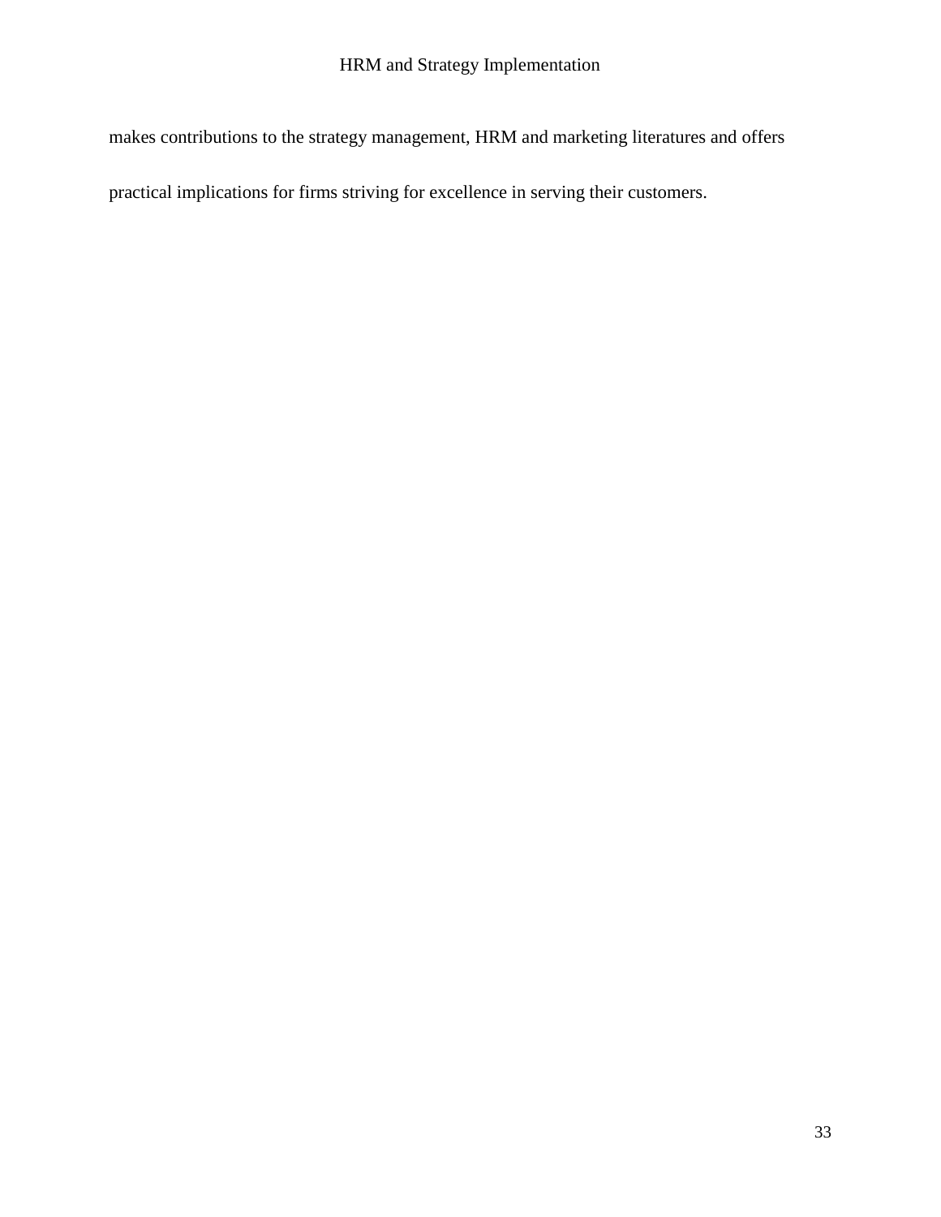makes contributions to the strategy management, HRM and marketing literatures and offers practical implications for firms striving for excellence in serving their customers.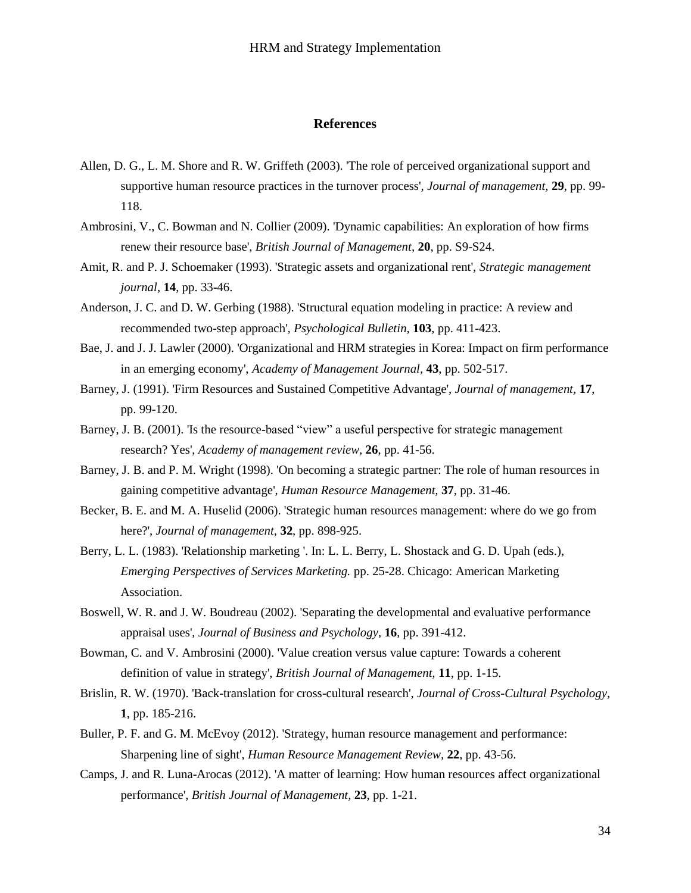## References

Allen, D. G., L. M. Shore and R. W. Griffeth (2003). 'The role of perceived organizational support and supportive human resource practices in the turnover process', *Journal of management,* **29**, pp. 99-118.

Ambrosini, V., C. Bowman and N. Collier (2009). 'Dynamic capabilities: An exploration of how firms renew their resource base', *British Journal of Management*, **20**, pp. S9-S24.

Amit, R. and P. J. Schoemaker (1993). 'Strategic assets and organizational rent', *Strategic management journal,* **14**, pp. 33-46.

Anderson, J. C. and D. W. Gerbing (1988). 'Structural equation modeling in practice: A review and recommended two-step approach', *Psychological Bulletin*, **103**, pp. 411-423.

Bae, J. and J. J. Lawler (2000). 'Organizational and HRM strategies in Korea: Impact on firm performance in an emerging economy', *Academy of Management Journal,* **43**, pp. 502-517.

Barney, J. (1991). 'Firm Resources and Sustained Competitive Advantage', *Journal of management*, **17**, pp. 99-120.

Barney, J. B. (2001). 'Is the resource-based "view" a useful perspective for strategic management research? Yes', *Academy of management review*, **26**, pp. 41-56.

Barney, J. B. and P. M. Wright (1998). 'On becoming a strategic partner: The role of human resources in gaining competitive advantage', *Human Resource Management*, **37**, pp. 31-46.

Becker, B. E. and M. A. Huselid (2006). 'Strategic human resources management: where do we go from here?', *Journal of management*, **32**, pp. 898-925.

Berry, L. L. (1983). 'Relationship marketing '. In: L. L. Berry, L. Shostack and G. D. Upah (eds.), *Emerging Perspectives of Services Marketing.* pp. 25-28. Chicago: American Marketing Association.

Boswell, W. R. and J. W. Boudreau (2002). 'Separating the developmental and evaluative performance appraisal uses', *Journal of Business and Psychology,* **16**, pp. 391-412.

Bowman, C. and V. Ambrosini (2000). 'Value creation versus value capture: Towards a coherent definition of value in strategy', *British Journal of Management*, **11**, pp. 1-15.

Brislin, R. W. (1970). 'Back-translation for cross-cultural research', *Journal of Cross-Cultural Psychology,* **1**, pp. 185-216.

Buller, P. F. and G. M. McEvoy (2012). 'Strategy, human resource management and performance: Sharpening line of sight', *Human Resource Management Review,* **22**, pp. 43-56.

Camps, J. and R. Luna-Arocas (2012). 'A matter of learning: How human resources affect organizational performance', *British Journal of Management*, **23**, pp. 1-21.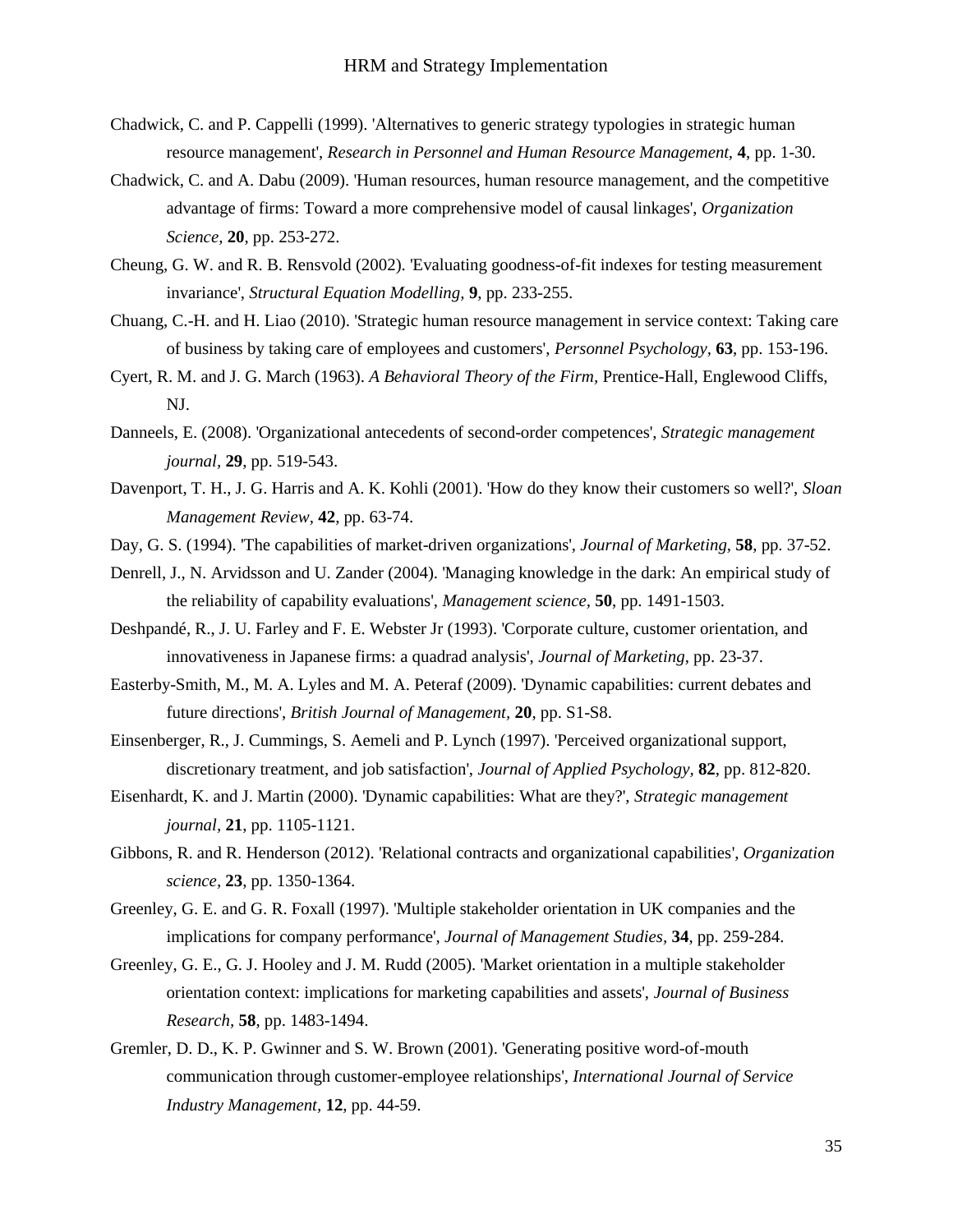Chadwick, C. and P. Cappelli (1999). 'Alternatives to generic strategy typologies in strategic human resource management', *Research in Personnel and Human Resource Management*, **4**, pp. 1-30.

Chadwick, C. and A. Dabu (2009). 'Human resources, human resource management, and the competitive advantage of firms: Toward a more comprehensive model of causal linkages', *Organization Science*, **20**, pp. 253-272.

Cheung, G. W. and R. B. Rensvold (2002). 'Evaluating goodness-of-fit indexes for testing measurement invariance', *Structural Equation Modelling*, **9**, pp. 233-255.

Chuang, C.-H. and H. Liao (2010). 'Strategic human resource management in service context: Taking care of business by taking care of employees and customers', *Personnel Psychology*, **63**, pp. 153-196.

Cyert, R. M. and J. G. March (1963). *A Behavioral Theory of the Firm*, Prentice-Hall, Englewood Cliffs, NJ.

Danneels, E. (2008). 'Organizational antecedents of second-order competences', *Strategic management journal*, **29**, pp. 519-543.

Davenport, T. H., J. G. Harris and A. K. Kohli (2001). 'How do they know their customers so well?', *Sloan Management Review*, **42**, pp. 63-74.

Day, G. S. (1994). 'The capabilities of market-driven organizations', *Journal of Marketing*, **58**, pp. 37-52.

Denrell, J., N. Arvidsson and U. Zander (2004). 'Managing knowledge in the dark: An empirical study of the reliability of capability evaluations', *Management science*, **50**, pp. 1491-1503.

Deshpandé, R., J. U. Farley and F. E. Webster Jr (1993). 'Corporate culture, customer orientation, and innovativeness in Japanese firms: a quadrad analysis', *Journal of Marketing*, pp. 23-37.

Easterby-Smith, M., M. A. Lyles and M. A. Peteraf (2009). 'Dynamic capabilities: current debates and future directions', *British Journal of Management*, **20**, pp. S1-S8.

Einsenberger, R., J. Cummings, S. Aemeli and P. Lynch (1997). 'Perceived organizational support, discretionary treatment, and job satisfaction', *Journal of Applied Psychology*, **82**, pp. 812-820.

Eisenhardt, K. and J. Martin (2000). 'Dynamic capabilities: What are they?', *Strategic management journal*, **21**, pp. 1105-1121.

Gibbons, R. and R. Henderson (2012). 'Relational contracts and organizational capabilities', *Organization science*, **23**, pp. 1350-1364.

Greenley, G. E. and G. R. Foxall (1997). 'Multiple stakeholder orientation in UK companies and the implications for company performance', *Journal of Management Studies*, **34**, pp. 259-284.

Greenley, G. E., G. J. Hooley and J. M. Rudd (2005). 'Market orientation in a multiple stakeholder orientation context: implications for marketing capabilities and assets', *Journal of Business Research*, **58**, pp. 1483-1494.

Gremler, D. D., K. P. Gwinner and S. W. Brown (2001). 'Generating positive word-of-mouth communication through customer-employee relationships', *International Journal of Service Industry Management*, **12**, pp. 44-59.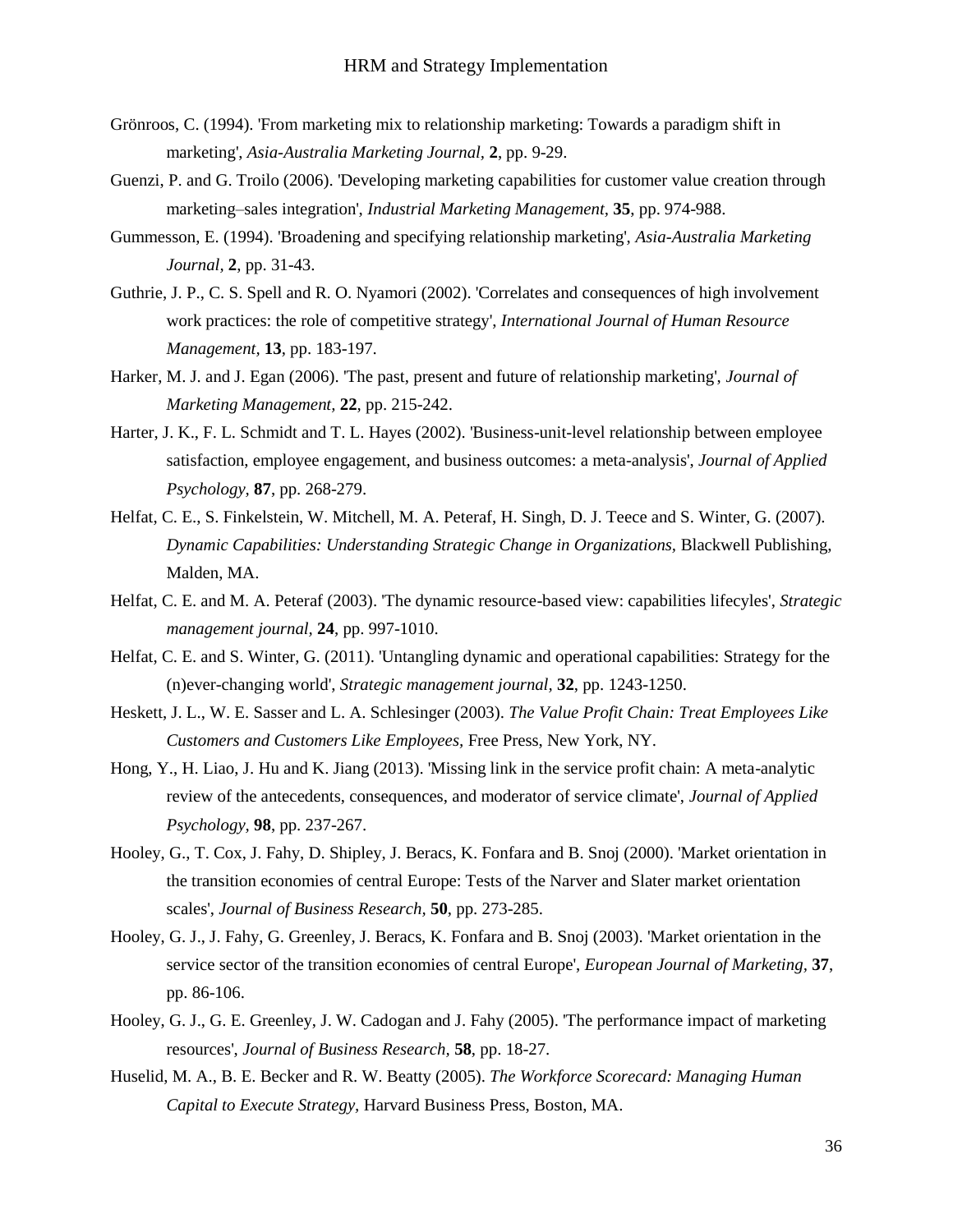Grönroos, C. (1994). 'From marketing mix to relationship marketing: Towards a paradigm shift in marketing', *Asia-Australia Marketing Journal,* **2**, pp. 9-29.

Guenzi, P. and G. Troilo (2006). 'Developing marketing capabilities for customer value creation through marketing–sales integration', *Industrial Marketing Management*, **35**, pp. 974-988.

Gummesson, E. (1994). 'Broadening and specifying relationship marketing', *Asia-Australia Marketing Journal,* **2**, pp. 31-43.

Guthrie, J. P., C. S. Spell and R. O. Nyamori (2002). 'Correlates and consequences of high involvement work practices: the role of competitive strategy', *International Journal of Human Resource Management,* **13**, pp. 183-197.

Harker, M. J. and J. Egan (2006). 'The past, present and future of relationship marketing', *Journal of Marketing Management,* **22**, pp. 215-242.

Harter, J. K., F. L. Schmidt and T. L. Hayes (2002). 'Business-unit-level relationship between employee satisfaction, employee engagement, and business outcomes: a meta-analysis', *Journal of Applied Psychology,* **87**, pp. 268-279.

Helfat, C. E., S. Finkelstein, W. Mitchell, M. A. Peteraf, H. Singh, D. J. Teece and S. Winter, G. (2007). *Dynamic Capabilities: Understanding Strategic Change in Organizations,* Blackwell Publishing, Malden, MA.

Helfat, C. E. and M. A. Peteraf (2003). 'The dynamic resource-based view: capabilities lifecyles', *Strategic management journal,* **24**, pp. 997-1010.

Helfat, C. E. and S. Winter, G. (2011). 'Untangling dynamic and operational capabilities: Strategy for the (n)ever-changing world', *Strategic management journal,* **32**, pp. 1243-1250.

Heskett, J. L., W. E. Sasser and L. A. Schlesinger (2003). *The Value Profit Chain: Treat Employees Like Customers and Customers Like Employees,* Free Press, New York, NY.

Hong, Y., H. Liao, J. Hu and K. Jiang (2013). 'Missing link in the service profit chain: A meta-analytic review of the antecedents, consequences, and moderator of service climate', *Journal of Applied Psychology,* **98**, pp. 237-267.

Hooley, G., T. Cox, J. Fahy, D. Shipley, J. Beracs, K. Fonfara and B. Snoj (2000). 'Market orientation in the transition economies of central Europe: Tests of the Narver and Slater market orientation scales', *Journal of Business Research,* **50**, pp. 273-285.

Hooley, G. J., J. Fahy, G. Greenley, J. Beracs, K. Fonfara and B. Snoj (2003). 'Market orientation in the service sector of the transition economies of central Europe', *European Journal of Marketing,* **37**, pp. 86-106.

Hooley, G. J., G. E. Greenley, J. W. Cadogan and J. Fahy (2005). 'The performance impact of marketing resources', *Journal of Business Research,* **58**, pp. 18-27.

Huselid, M. A., B. E. Becker and R. W. Beatty (2005). *The Workforce Scorecard: Managing Human Capital to Execute Strategy,* Harvard Business Press, Boston, MA.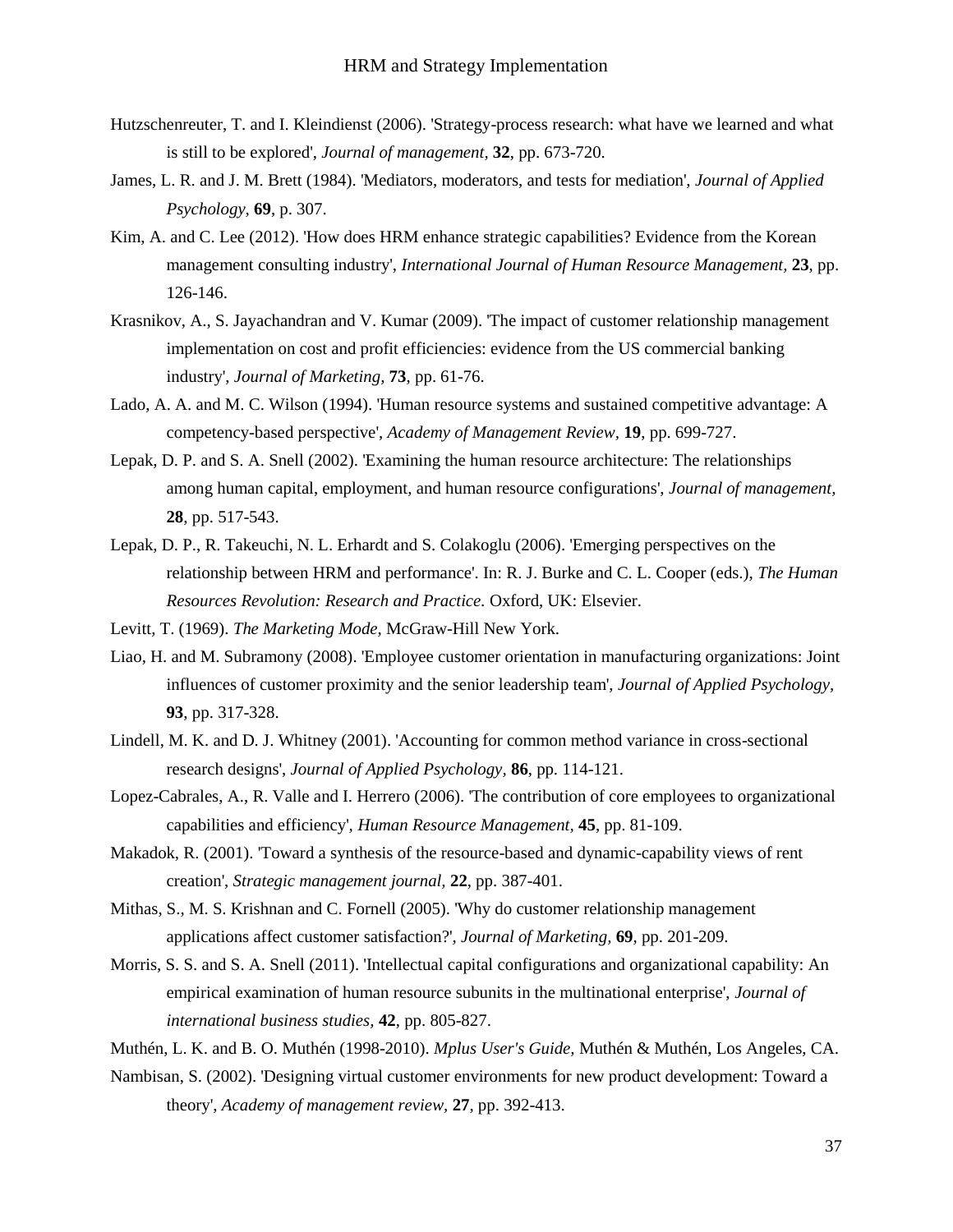Hutzschenreuter, T. and I. Kleindienst (2006). 'Strategy-process research: what have we learned and what is still to be explored', *Journal of management*, **32**, pp. 673-720.

James, L. R. and J. M. Brett (1984). 'Mediators, moderators, and tests for mediation', *Journal of Applied Psychology*, **69**, p. 307.

Kim, A. and C. Lee (2012). 'How does HRM enhance strategic capabilities? Evidence from the Korean management consulting industry', *International Journal of Human Resource Management,* **23**, pp. 126-146.

Krasnikov, A., S. Jayachandran and V. Kumar (2009). 'The impact of customer relationship management implementation on cost and profit efficiencies: evidence from the US commercial banking industry', *Journal of Marketing,* **73**, pp. 61-76.

Lado, A. A. and M. C. Wilson (1994). 'Human resource systems and sustained competitive advantage: A competency-based perspective', *Academy of Management Review*, **19**, pp. 699-727.

Lepak, D. P. and S. A. Snell (2002). 'Examining the human resource architecture: The relationships among human capital, employment, and human resource configurations', *Journal of management,* **28**, pp. 517-543.

Lepak, D. P., R. Takeuchi, N. L. Erhardt and S. Colakoglu (2006). 'Emerging perspectives on the relationship between HRM and performance'. In: R. J. Burke and C. L. Cooper (eds.), *The Human Resources Revolution: Research and Practice.* Oxford, UK: Elsevier.

Levitt, T. (1969). *The Marketing Mode*, McGraw-Hill New York.

Liao, H. and M. Subramony (2008). 'Employee customer orientation in manufacturing organizations: Joint influences of customer proximity and the senior leadership team', *Journal of Applied Psychology,* **93**, pp. 317-328.

Lindell, M. K. and D. J. Whitney (2001). 'Accounting for common method variance in cross-sectional research designs', *Journal of Applied Psychology,* **86**, pp. 114-121.

Lopez-Cabrales, A., R. Valle and I. Herrero (2006). 'The contribution of core employees to organizational capabilities and efficiency', *Human Resource Management*, **45**, pp. 81-109.

Makadok, R. (2001). 'Toward a synthesis of the resource-based and dynamic-capability views of rent creation', *Strategic management journal*, **22**, pp. 387-401.

Mithas, S., M. S. Krishnan and C. Fornell (2005). 'Why do customer relationship management applications affect customer satisfaction?', *Journal of Marketing,* **69**, pp. 201-209.

Morris, S. S. and S. A. Snell (2011). 'Intellectual capital configurations and organizational capability: An empirical examination of human resource subunits in the multinational enterprise', *Journal of international business studies,* **42**, pp. 805-827.

Muthén, L. K. and B. O. Muthén (1998-2010). *Mplus User's Guide*, Muthén & Muthén, Los Angeles, CA.

Nambisan, S. (2002). 'Designing virtual customer environments for new product development: Toward a theory', *Academy of management review,* **27**, pp. 392-413.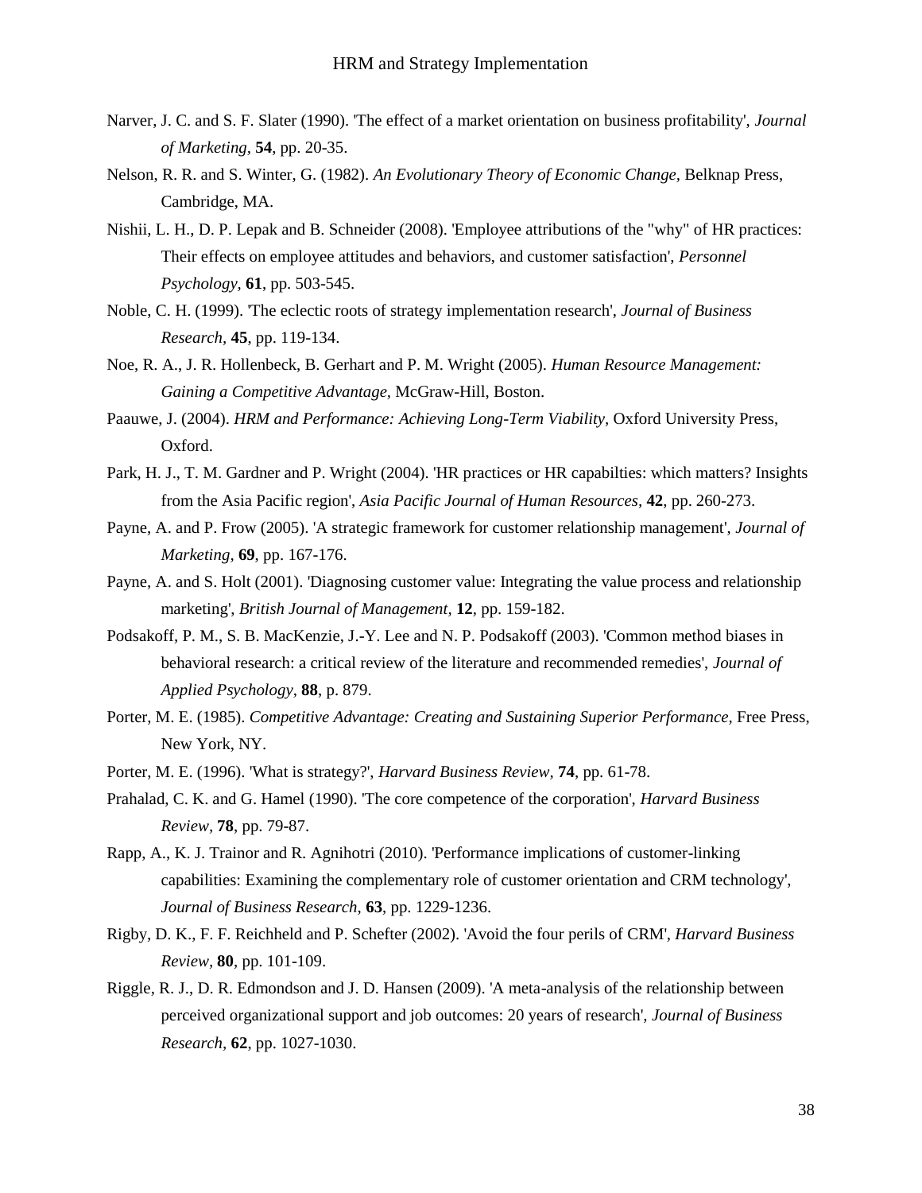Narver, J. C. and S. F. Slater (1990). 'The effect of a market orientation on business profitability', *Journal of Marketing,* **54**, pp. 20-35.

Nelson, R. R. and S. Winter, G. (1982). *An Evolutionary Theory of Economic Change,* Belknap Press, Cambridge, MA.

Nishii, L. H., D. P. Lepak and B. Schneider (2008). 'Employee attributions of the "why" of HR practices: Their effects on employee attitudes and behaviors, and customer satisfaction', *Personnel Psychology,* **61**, pp. 503-545.

Noble, C. H. (1999). 'The eclectic roots of strategy implementation research', *Journal of Business Research,* **45**, pp. 119-134.

Noe, R. A., J. R. Hollenbeck, B. Gerhart and P. M. Wright (2005). *Human Resource Management: Gaining a Competitive Advantage,* McGraw-Hill, Boston.

Paauwe, J. (2004). *HRM and Performance: Achieving Long-Term Viability,* Oxford University Press, Oxford.

Park, H. J., T. M. Gardner and P. Wright (2004). 'HR practices or HR capabilties: which matters? Insights from the Asia Pacific region', *Asia Pacific Journal of Human Resources,* **42**, pp. 260-273.

Payne, A. and P. Frow (2005). 'A strategic framework for customer relationship management', *Journal of Marketing,* **69**, pp. 167-176.

Payne, A. and S. Holt (2001). 'Diagnosing customer value: Integrating the value process and relationship marketing', *British Journal of Management,* **12**, pp. 159-182.

Podsakoff, P. M., S. B. MacKenzie, J.-Y. Lee and N. P. Podsakoff (2003). 'Common method biases in behavioral research: a critical review of the literature and recommended remedies', *Journal of Applied Psychology,* **88**, p. 879.

Porter, M. E. (1985). *Competitive Advantage: Creating and Sustaining Superior Performance,* Free Press, New York, NY.

Porter, M. E. (1996). 'What is strategy?', *Harvard Business Review,* **74**, pp. 61-78.

Prahalad, C. K. and G. Hamel (1990). 'The core competence of the corporation', *Harvard Business Review,* **78**, pp. 79-87.

Rapp, A., K. J. Trainor and R. Agnihotri (2010). 'Performance implications of customer-linking capabilities: Examining the complementary role of customer orientation and CRM technology', *Journal of Business Research,* **63**, pp. 1229-1236.

Rigby, D. K., F. F. Reichheld and P. Schefter (2002). 'Avoid the four perils of CRM', *Harvard Business Review,* **80**, pp. 101-109.

Riggle, R. J., D. R. Edmondson and J. D. Hansen (2009). 'A meta-analysis of the relationship between perceived organizational support and job outcomes: 20 years of research', *Journal of Business Research,* **62**, pp. 1027-1030.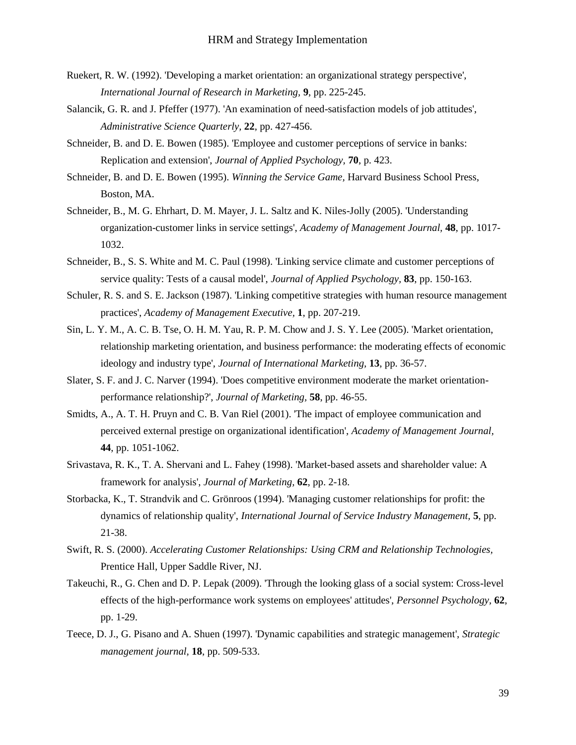Ruekert, R. W. (1992). 'Developing a market orientation: an organizational strategy perspective', *International Journal of Research in Marketing*, **9**, pp. 225-245.

Salancik, G. R. and J. Pfeffer (1977). 'An examination of need-satisfaction models of job attitudes', *Administrative Science Quarterly*, **22**, pp. 427-456.

Schneider, B. and D. E. Bowen (1985). 'Employee and customer perceptions of service in banks: Replication and extension', *Journal of Applied Psychology*, **70**, p. 423.

Schneider, B. and D. E. Bowen (1995). *Winning the Service Game*, Harvard Business School Press, Boston, MA.

Schneider, B., M. G. Ehrhart, D. M. Mayer, J. L. Saltz and K. Niles-Jolly (2005). 'Understanding organization-customer links in service settings', *Academy of Management Journal*, **48**, pp. 1017-1032.

Schneider, B., S. S. White and M. C. Paul (1998). 'Linking service climate and customer perceptions of service quality: Tests of a causal model', *Journal of Applied Psychology*, **83**, pp. 150-163.

Schuler, R. S. and S. E. Jackson (1987). 'Linking competitive strategies with human resource management practices', *Academy of Management Executive*, **1**, pp. 207-219.

Sin, L. Y. M., A. C. B. Tse, O. H. M. Yau, R. P. M. Chow and J. S. Y. Lee (2005). 'Market orientation, relationship marketing orientation, and business performance: the moderating effects of economic ideology and industry type', *Journal of International Marketing*, **13**, pp. 36-57.

Slater, S. F. and J. C. Narver (1994). 'Does competitive environment moderate the market orientation-performance relationship?', *Journal of Marketing*, **58**, pp. 46-55.

Smidts, A., A. T. H. Pruyn and C. B. Van Riel (2001). 'The impact of employee communication and perceived external prestige on organizational identification', *Academy of Management Journal*, **44**, pp. 1051-1062.

Srivastava, R. K., T. A. Shervani and L. Fahey (1998). 'Market-based assets and shareholder value: A framework for analysis', *Journal of Marketing*, **62**, pp. 2-18.

Storbacka, K., T. Strandvik and C. Grönroos (1994). 'Managing customer relationships for profit: the dynamics of relationship quality', *International Journal of Service Industry Management*, **5**, pp. 21-38.

Swift, R. S. (2000). *Accelerating Customer Relationships: Using CRM and Relationship Technologies*, Prentice Hall, Upper Saddle River, NJ.

Takeuchi, R., G. Chen and D. P. Lepak (2009). 'Through the looking glass of a social system: Cross-level effects of the high-performance work systems on employees' attitudes', *Personnel Psychology*, **62**, pp. 1-29.

Teece, D. J., G. Pisano and A. Shuen (1997). 'Dynamic capabilities and strategic management', *Strategic management journal*, **18**, pp. 509-533.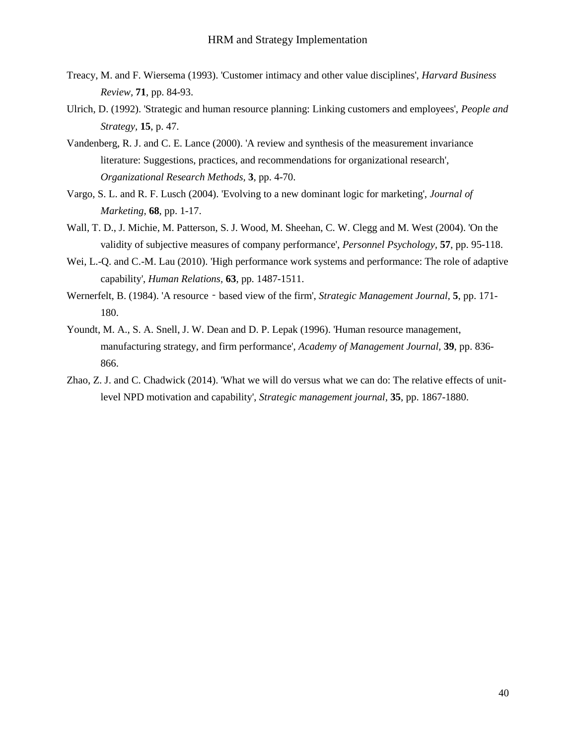Treacy, M. and F. Wiersema (1993). 'Customer intimacy and other value disciplines', *Harvard Business Review*, **71**, pp. 84-93.

Ulrich, D. (1992). 'Strategic and human resource planning: Linking customers and employees', *People and Strategy*, **15**, p. 47.

Vandenberg, R. J. and C. E. Lance (2000). 'A review and synthesis of the measurement invariance literature: Suggestions, practices, and recommendations for organizational research', *Organizational Research Methods*, **3**, pp. 4-70.

Vargo, S. L. and R. F. Lusch (2004). 'Evolving to a new dominant logic for marketing', *Journal of Marketing*, **68**, pp. 1-17.

Wall, T. D., J. Michie, M. Patterson, S. J. Wood, M. Sheehan, C. W. Clegg and M. West (2004). 'On the validity of subjective measures of company performance', *Personnel Psychology*, **57**, pp. 95-118.

Wei, L.-Q. and C.-M. Lau (2010). 'High performance work systems and performance: The role of adaptive capability', *Human Relations*, **63**, pp. 1487-1511.

Wernerfelt, B. (1984). 'A resource‐based view of the firm', *Strategic Management Journal*, **5**, pp. 171-180.

Youndt, M. A., S. A. Snell, J. W. Dean and D. P. Lepak (1996). 'Human resource management, manufacturing strategy, and firm performance', *Academy of Management Journal*, **39**, pp. 836-866.

Zhao, Z. J. and C. Chadwick (2014). 'What we will do versus what we can do: The relative effects of unit-level NPD motivation and capability', *Strategic management journal*, **35**, pp. 1867-1880.